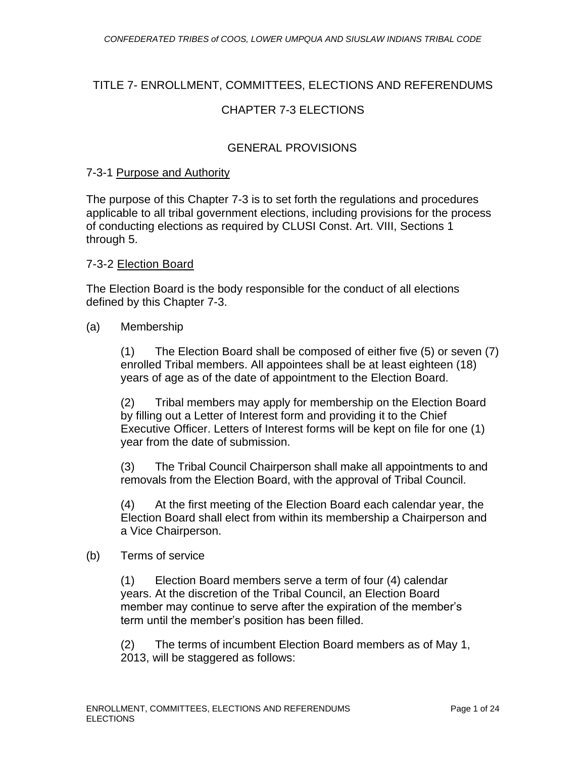# TITLE 7- ENROLLMENT, COMMITTEES, ELECTIONS AND REFERENDUMS

## CHAPTER 7-3 ELECTIONS

### GENERAL PROVISIONS

7-3-1 Purpose and Authority

The purpose of this Chapter 7-3 is to set forth the regulations and procedures applicable to all tribal government elections, including provisions for the process of conducting elections as required by CLUSI Const. Art. VIII, Sections 1 through 5.

7-3-2 Election Board

The Election Board is the body responsible for the conduct of all elections defined by this Chapter 7-3.

(a) Membership

(1) The Election Board shall be composed of either five (5) or seven (7) enrolled Tribal members. All appointees shall be at least eighteen (18) years of age as of the date of appointment to the Election Board.

(2) Tribal members may apply for membership on the Election Board by filling out a Letter of Interest form and providing it to the Chief Executive Officer. Letters of Interest forms will be kept on file for one (1) year from the date of submission.

(3) The Tribal Council Chairperson shall make all appointments to and removals from the Election Board, with the approval of Tribal Council.

(4) At the first meeting of the Election Board each calendar year, the Election Board shall elect from within its membership a Chairperson and a Vice Chairperson.

(b) Terms of service

(1) Election Board members serve a term of four (4) calendar years. At the discretion of the Tribal Council, an Election Board member may continue to serve after the expiration of the member's term until the member's position has been filled.

(2) The terms of incumbent Election Board members as of May 1, 2013, will be staggered as follows: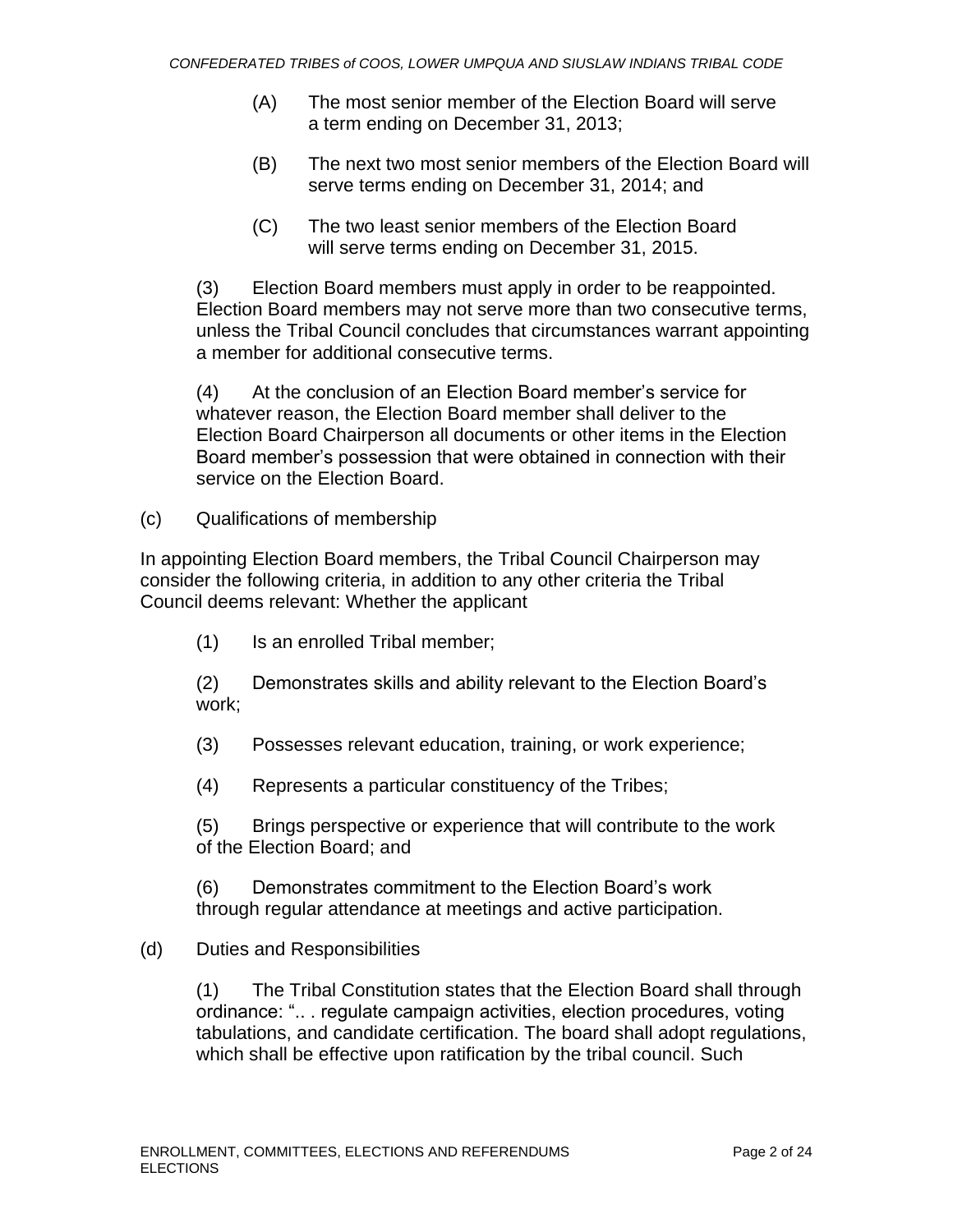(A) The most senior member of the Election Board will serve a term ending on December 31, 2013;

(B) The next two most senior members of the Election Board will serve terms ending on December 31, 2014; and

(C) The two least senior members of the Election Board will serve terms ending on December 31, 2015.

(3) Election Board members must apply in order to be reappointed. Election Board members may not serve more than two consecutive terms, unless the Tribal Council concludes that circumstances warrant appointing a member for additional consecutive terms.

(4) At the conclusion of an Election Board member's service for whatever reason, the Election Board member shall deliver to the Election Board Chairperson all documents or other items in the Election Board member's possession that were obtained in connection with their service on the Election Board.

(c) Qualifications of membership

In appointing Election Board members, the Tribal Council Chairperson may consider the following criteria, in addition to any other criteria the Tribal Council deems relevant: Whether the applicant

(1) Is an enrolled Tribal member;

(2) Demonstrates skills and ability relevant to the Election Board's work;

(3) Possesses relevant education, training, or work experience;

(4) Represents a particular constituency of the Tribes;

(5) Brings perspective or experience that will contribute to the work of the Election Board; and

(6) Demonstrates commitment to the Election Board's work through regular attendance at meetings and active participation.

(d) Duties and Responsibilities

(1) The Tribal Constitution states that the Election Board shall through ordinance: ".. . regulate campaign activities, election procedures, voting tabulations, and candidate certification. The board shall adopt regulations, which shall be effective upon ratification by the tribal council. Such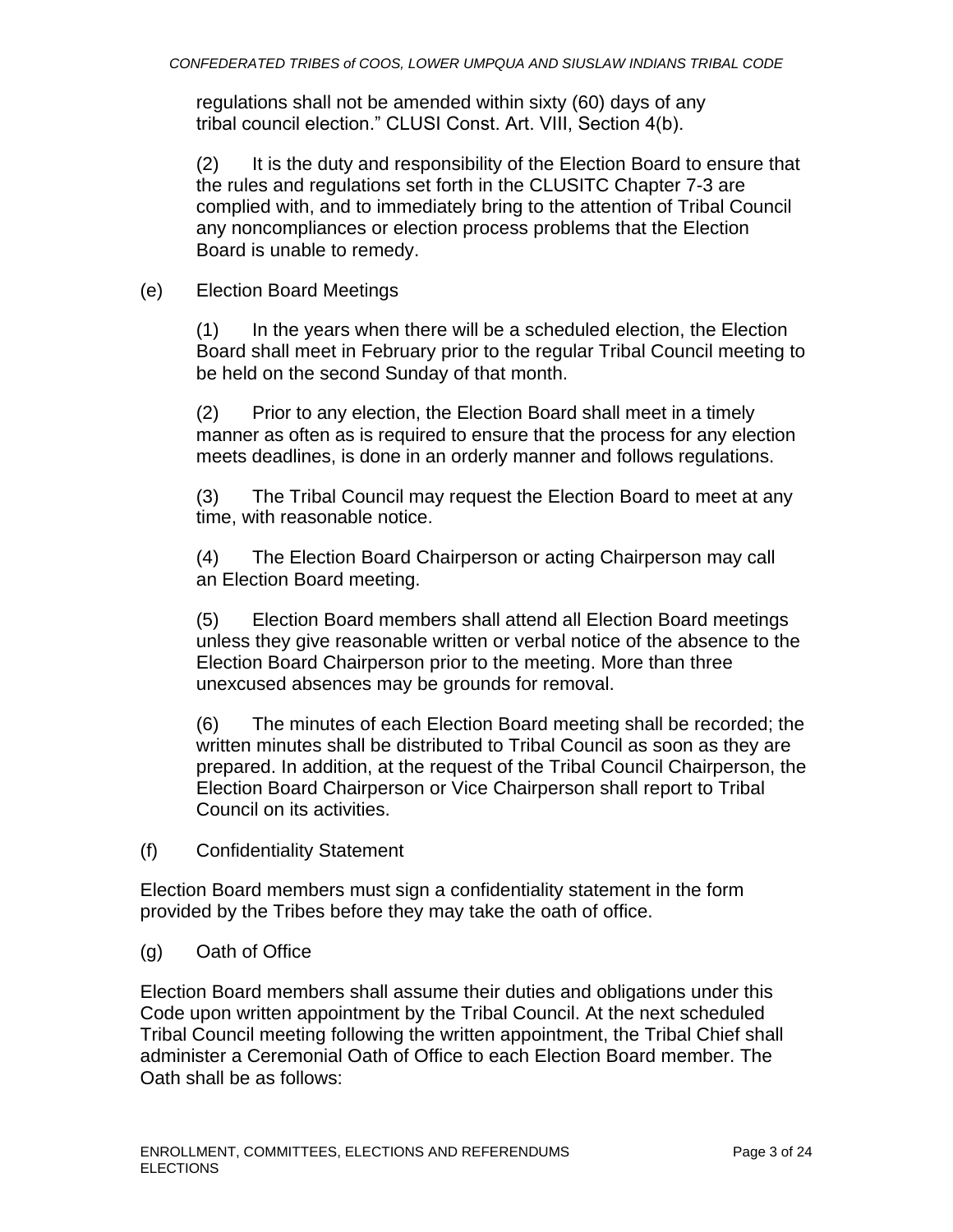regulations shall not be amended within sixty (60) days of any tribal council election." CLUSI Const. Art. VIII, Section 4(b).

(2) It is the duty and responsibility of the Election Board to ensure that the rules and regulations set forth in the CLUSITC Chapter 7-3 are complied with, and to immediately bring to the attention of Tribal Council any noncompliances or election process problems that the Election Board is unable to remedy.

(e) Election Board Meetings

(1) In the years when there will be a scheduled election, the Election Board shall meet in February prior to the regular Tribal Council meeting to be held on the second Sunday of that month.

(2) Prior to any election, the Election Board shall meet in a timely manner as often as is required to ensure that the process for any election meets deadlines, is done in an orderly manner and follows regulations.

(3) The Tribal Council may request the Election Board to meet at any time, with reasonable notice.

(4) The Election Board Chairperson or acting Chairperson may call an Election Board meeting.

(5) Election Board members shall attend all Election Board meetings unless they give reasonable written or verbal notice of the absence to the Election Board Chairperson prior to the meeting. More than three unexcused absences may be grounds for removal.

(6) The minutes of each Election Board meeting shall be recorded; the written minutes shall be distributed to Tribal Council as soon as they are prepared. In addition, at the request of the Tribal Council Chairperson, the Election Board Chairperson or Vice Chairperson shall report to Tribal Council on its activities.

(f) Confidentiality Statement

Election Board members must sign a confidentiality statement in the form provided by the Tribes before they may take the oath of office.

(g) Oath of Office

Election Board members shall assume their duties and obligations under this Code upon written appointment by the Tribal Council. At the next scheduled Tribal Council meeting following the written appointment, the Tribal Chief shall administer a Ceremonial Oath of Office to each Election Board member. The Oath shall be as follows: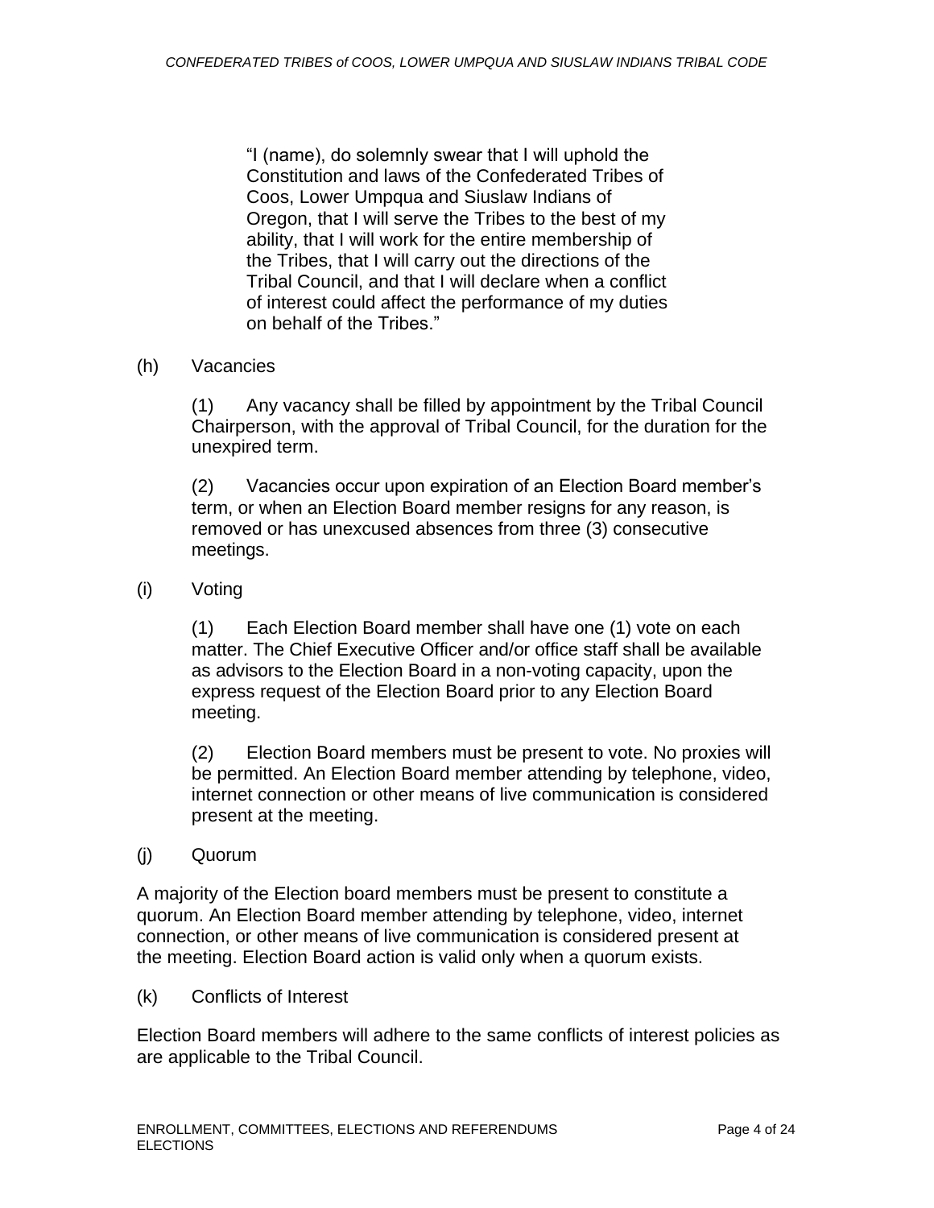> "I (name), do solemnly swear that I will uphold the Constitution and laws of the Confederated Tribes of Coos, Lower Umpqua and Siuslaw Indians of Oregon, that I will serve the Tribes to the best of my ability, that I will work for the entire membership of the Tribes, that I will carry out the directions of the Tribal Council, and that I will declare when a conflict of interest could affect the performance of my duties on behalf of the Tribes."

(h) Vacancies

(1) Any vacancy shall be filled by appointment by the Tribal Council Chairperson, with the approval of Tribal Council, for the duration for the unexpired term.

(2) Vacancies occur upon expiration of an Election Board member's term, or when an Election Board member resigns for any reason, is removed or has unexcused absences from three (3) consecutive meetings.

(i) Voting

(1) Each Election Board member shall have one (1) vote on each matter. The Chief Executive Officer and/or office staff shall be available as advisors to the Election Board in a non-voting capacity, upon the express request of the Election Board prior to any Election Board meeting.

(2) Election Board members must be present to vote. No proxies will be permitted. An Election Board member attending by telephone, video, internet connection or other means of live communication is considered present at the meeting.

(j) Quorum

A majority of the Election board members must be present to constitute a quorum. An Election Board member attending by telephone, video, internet connection, or other means of live communication is considered present at the meeting. Election Board action is valid only when a quorum exists.

(k) Conflicts of Interest

Election Board members will adhere to the same conflicts of interest policies as are applicable to the Tribal Council.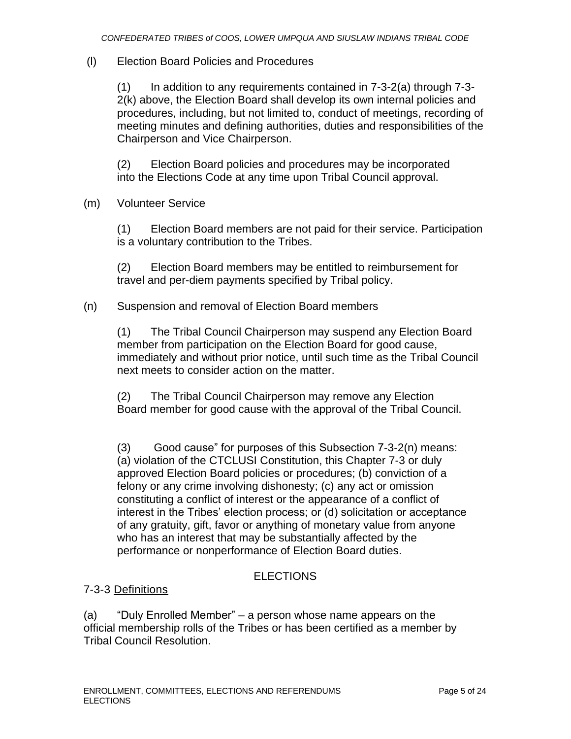(l) Election Board Policies and Procedures

(1) In addition to any requirements contained in 7-3-2(a) through 7-3-2(k) above, the Election Board shall develop its own internal policies and procedures, including, but not limited to, conduct of meetings, recording of meeting minutes and defining authorities, duties and responsibilities of the Chairperson and Vice Chairperson.

(2) Election Board policies and procedures may be incorporated into the Elections Code at any time upon Tribal Council approval.

(m) Volunteer Service

(1) Election Board members are not paid for their service. Participation is a voluntary contribution to the Tribes.

(2) Election Board members may be entitled to reimbursement for travel and per-diem payments specified by Tribal policy.

(n) Suspension and removal of Election Board members

(1) The Tribal Council Chairperson may suspend any Election Board member from participation on the Election Board for good cause, immediately and without prior notice, until such time as the Tribal Council next meets to consider action on the matter.

(2) The Tribal Council Chairperson may remove any Election Board member for good cause with the approval of the Tribal Council.

(3) Good cause" for purposes of this Subsection 7-3-2(n) means: (a) violation of the CTCLUSI Constitution, this Chapter 7-3 or duly approved Election Board policies or procedures; (b) conviction of a felony or any crime involving dishonesty; (c) any act or omission constituting a conflict of interest or the appearance of a conflict of interest in the Tribes' election process; or (d) solicitation or acceptance of any gratuity, gift, favor or anything of monetary value from anyone who has an interest that may be substantially affected by the performance or nonperformance of Election Board duties.

## ELECTIONS

### 7-3-3 Definitions

(a) "Duly Enrolled Member" – a person whose name appears on the official membership rolls of the Tribes or has been certified as a member by Tribal Council Resolution.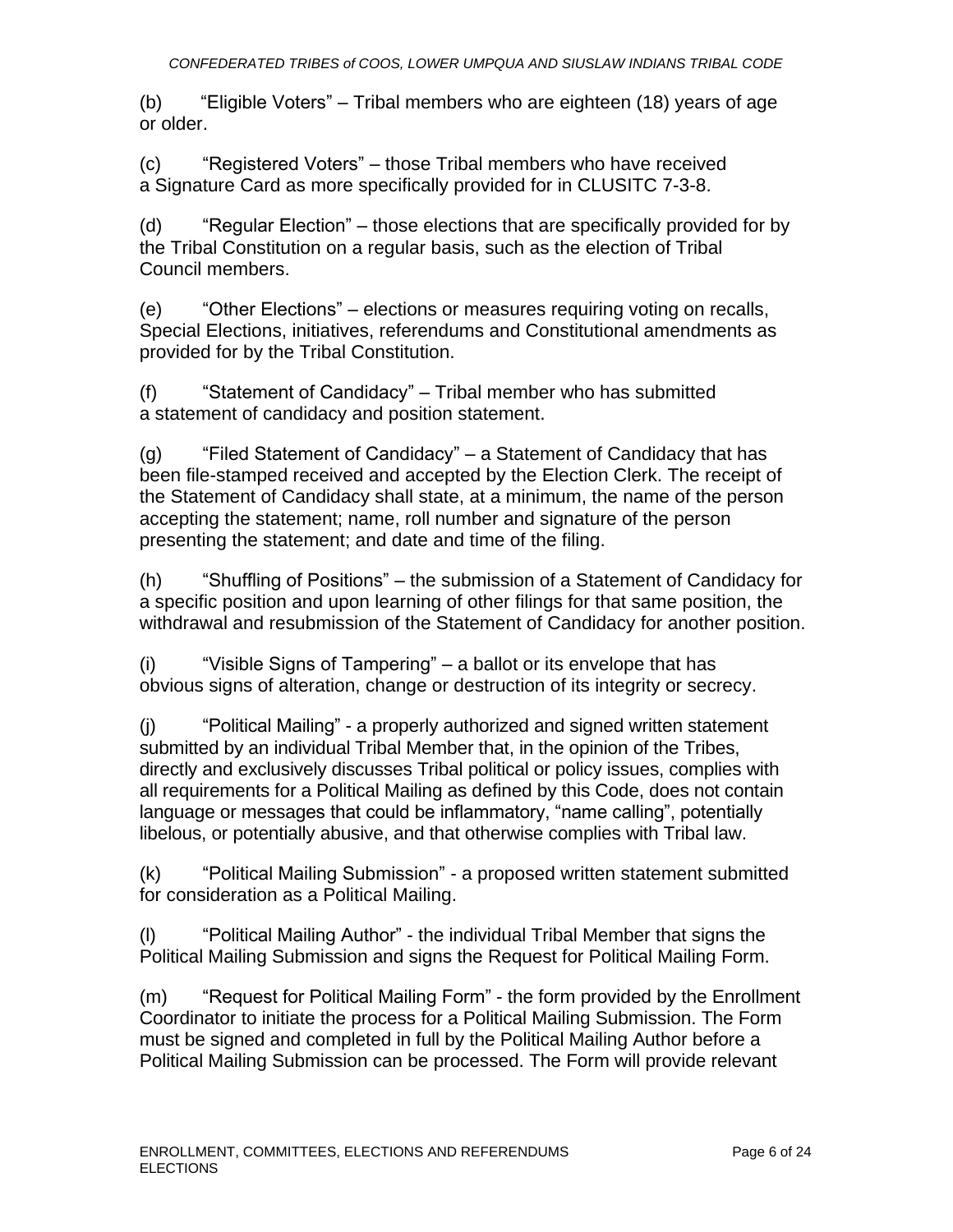(b) "Eligible Voters" – Tribal members who are eighteen (18) years of age or older.

(c) "Registered Voters" – those Tribal members who have received a Signature Card as more specifically provided for in CLUSITC 7-3-8.

(d) "Regular Election" – those elections that are specifically provided for by the Tribal Constitution on a regular basis, such as the election of Tribal Council members.

(e) "Other Elections" – elections or measures requiring voting on recalls, Special Elections, initiatives, referendums and Constitutional amendments as provided for by the Tribal Constitution.

(f) "Statement of Candidacy" – Tribal member who has submitted a statement of candidacy and position statement.

(g) "Filed Statement of Candidacy" – a Statement of Candidacy that has been file-stamped received and accepted by the Election Clerk. The receipt of the Statement of Candidacy shall state, at a minimum, the name of the person accepting the statement; name, roll number and signature of the person presenting the statement; and date and time of the filing.

(h) "Shuffling of Positions" – the submission of a Statement of Candidacy for a specific position and upon learning of other filings for that same position, the withdrawal and resubmission of the Statement of Candidacy for another position.

(i) "Visible Signs of Tampering" – a ballot or its envelope that has obvious signs of alteration, change or destruction of its integrity or secrecy.

(j) "Political Mailing" - a properly authorized and signed written statement submitted by an individual Tribal Member that, in the opinion of the Tribes, directly and exclusively discusses Tribal political or policy issues, complies with all requirements for a Political Mailing as defined by this Code, does not contain language or messages that could be inflammatory, "name calling", potentially libelous, or potentially abusive, and that otherwise complies with Tribal law.

(k) "Political Mailing Submission" - a proposed written statement submitted for consideration as a Political Mailing.

(l) "Political Mailing Author" - the individual Tribal Member that signs the Political Mailing Submission and signs the Request for Political Mailing Form.

(m) "Request for Political Mailing Form" - the form provided by the Enrollment Coordinator to initiate the process for a Political Mailing Submission. The Form must be signed and completed in full by the Political Mailing Author before a Political Mailing Submission can be processed. The Form will provide relevant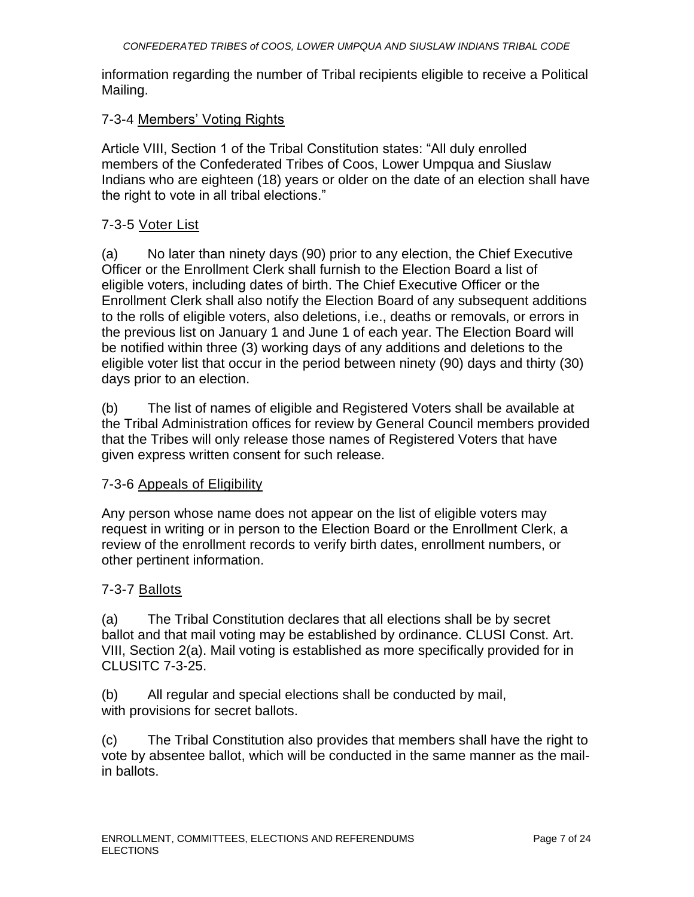information regarding the number of Tribal recipients eligible to receive a Political Mailing.

### 7-3-4 Members' Voting Rights

Article VIII, Section 1 of the Tribal Constitution states: "All duly enrolled members of the Confederated Tribes of Coos, Lower Umpqua and Siuslaw Indians who are eighteen (18) years or older on the date of an election shall have the right to vote in all tribal elections."

### 7-3-5 Voter List

(a) No later than ninety days (90) prior to any election, the Chief Executive Officer or the Enrollment Clerk shall furnish to the Election Board a list of eligible voters, including dates of birth. The Chief Executive Officer or the Enrollment Clerk shall also notify the Election Board of any subsequent additions to the rolls of eligible voters, also deletions, i.e., deaths or removals, or errors in the previous list on January 1 and June 1 of each year. The Election Board will be notified within three (3) working days of any additions and deletions to the eligible voter list that occur in the period between ninety (90) days and thirty (30) days prior to an election.

(b) The list of names of eligible and Registered Voters shall be available at the Tribal Administration offices for review by General Council members provided that the Tribes will only release those names of Registered Voters that have given express written consent for such release.

### 7-3-6 Appeals of Eligibility

Any person whose name does not appear on the list of eligible voters may request in writing or in person to the Election Board or the Enrollment Clerk, a review of the enrollment records to verify birth dates, enrollment numbers, or other pertinent information.

### 7-3-7 Ballots

(a) The Tribal Constitution declares that all elections shall be by secret ballot and that mail voting may be established by ordinance. CLUSI Const. Art. VIII, Section 2(a). Mail voting is established as more specifically provided for in CLUSITC 7-3-25.

(b) All regular and special elections shall be conducted by mail, with provisions for secret ballots.

(c) The Tribal Constitution also provides that members shall have the right to vote by absentee ballot, which will be conducted in the same manner as the mail-in ballots.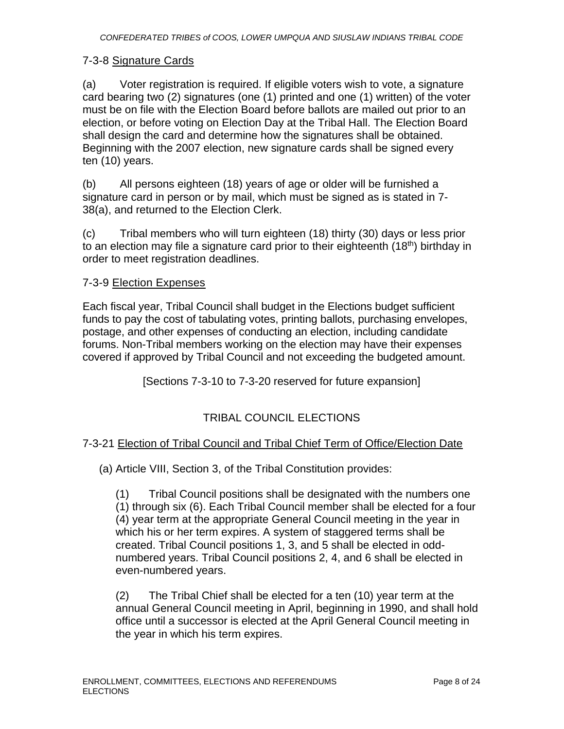### 7-3-8 Signature Cards

(a) Voter registration is required. If eligible voters wish to vote, a signature card bearing two (2) signatures (one (1) printed and one (1) written) of the voter must be on file with the Election Board before ballots are mailed out prior to an election, or before voting on Election Day at the Tribal Hall. The Election Board shall design the card and determine how the signatures shall be obtained. Beginning with the 2007 election, new signature cards shall be signed every ten (10) years.

(b) All persons eighteen (18) years of age or older will be furnished a signature card in person or by mail, which must be signed as is stated in 7-38(a), and returned to the Election Clerk.

(c) Tribal members who will turn eighteen (18) thirty (30) days or less prior to an election may file a signature card prior to their eighteenth (18th) birthday in order to meet registration deadlines.

### 7-3-9 Election Expenses

Each fiscal year, Tribal Council shall budget in the Elections budget sufficient funds to pay the cost of tabulating votes, printing ballots, purchasing envelopes, postage, and other expenses of conducting an election, including candidate forums. Non-Tribal members working on the election may have their expenses covered if approved by Tribal Council and not exceeding the budgeted amount.

[Sections 7-3-10 to 7-3-20 reserved for future expansion]

## TRIBAL COUNCIL ELECTIONS

### 7-3-21 Election of Tribal Council and Tribal Chief Term of Office/Election Date

(a) Article VIII, Section 3, of the Tribal Constitution provides:

(1) Tribal Council positions shall be designated with the numbers one (1) through six (6). Each Tribal Council member shall be elected for a four (4) year term at the appropriate General Council meeting in the year in which his or her term expires. A system of staggered terms shall be created. Tribal Council positions 1, 3, and 5 shall be elected in odd-numbered years. Tribal Council positions 2, 4, and 6 shall be elected in even-numbered years.

(2) The Tribal Chief shall be elected for a ten (10) year term at the annual General Council meeting in April, beginning in 1990, and shall hold office until a successor is elected at the April General Council meeting in the year in which his term expires.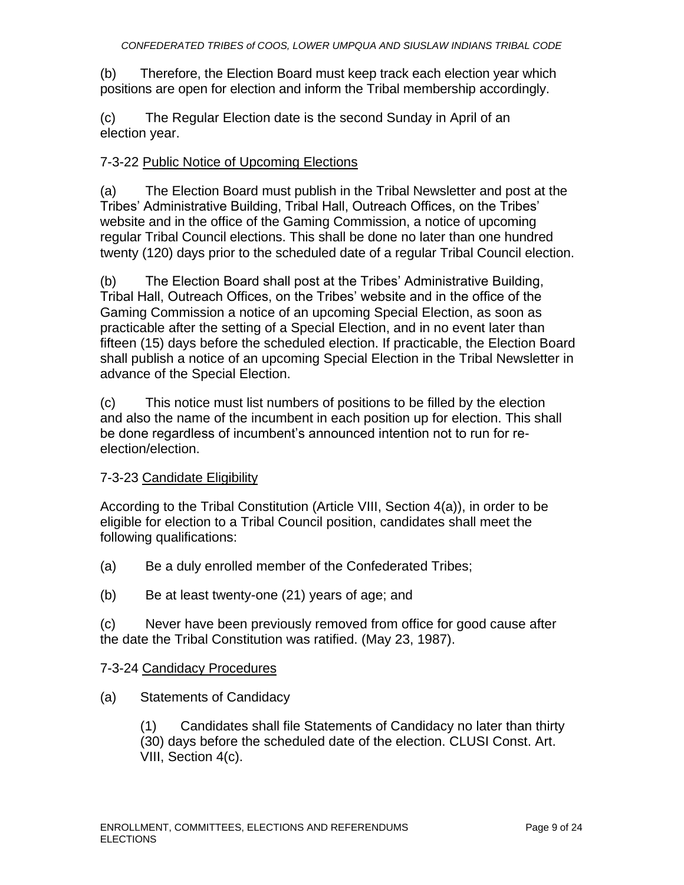(b) Therefore, the Election Board must keep track each election year which positions are open for election and inform the Tribal membership accordingly.

(c) The Regular Election date is the second Sunday in April of an election year.

### 7-3-22 Public Notice of Upcoming Elections

(a) The Election Board must publish in the Tribal Newsletter and post at the Tribes' Administrative Building, Tribal Hall, Outreach Offices, on the Tribes' website and in the office of the Gaming Commission, a notice of upcoming regular Tribal Council elections. This shall be done no later than one hundred twenty (120) days prior to the scheduled date of a regular Tribal Council election.

(b) The Election Board shall post at the Tribes' Administrative Building, Tribal Hall, Outreach Offices, on the Tribes' website and in the office of the Gaming Commission a notice of an upcoming Special Election, as soon as practicable after the setting of a Special Election, and in no event later than fifteen (15) days before the scheduled election. If practicable, the Election Board shall publish a notice of an upcoming Special Election in the Tribal Newsletter in advance of the Special Election.

(c) This notice must list numbers of positions to be filled by the election and also the name of the incumbent in each position up for election. This shall be done regardless of incumbent's announced intention not to run for re-election/election.

### 7-3-23 Candidate Eligibility

According to the Tribal Constitution (Article VIII, Section 4(a)), in order to be eligible for election to a Tribal Council position, candidates shall meet the following qualifications:

(a) Be a duly enrolled member of the Confederated Tribes;

(b) Be at least twenty-one (21) years of age; and

(c) Never have been previously removed from office for good cause after the date the Tribal Constitution was ratified. (May 23, 1987).

### 7-3-24 Candidacy Procedures

(a) Statements of Candidacy

> (1) Candidates shall file Statements of Candidacy no later than thirty (30) days before the scheduled date of the election. CLUSI Const. Art. VIII, Section 4(c).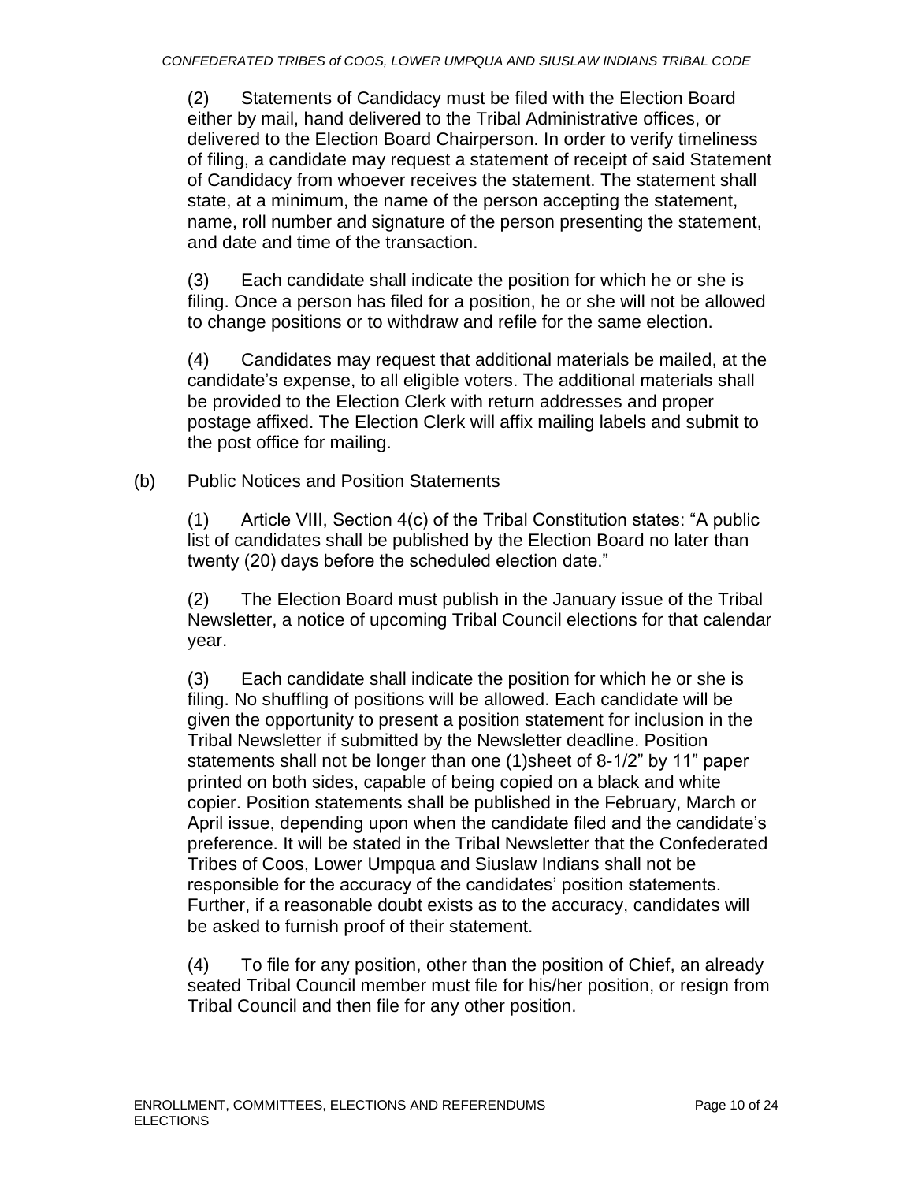(2) Statements of Candidacy must be filed with the Election Board either by mail, hand delivered to the Tribal Administrative offices, or delivered to the Election Board Chairperson. In order to verify timeliness of filing, a candidate may request a statement of receipt of said Statement of Candidacy from whoever receives the statement. The statement shall state, at a minimum, the name of the person accepting the statement, name, roll number and signature of the person presenting the statement, and date and time of the transaction.

(3) Each candidate shall indicate the position for which he or she is filing. Once a person has filed for a position, he or she will not be allowed to change positions or to withdraw and refile for the same election.

(4) Candidates may request that additional materials be mailed, at the candidate's expense, to all eligible voters. The additional materials shall be provided to the Election Clerk with return addresses and proper postage affixed. The Election Clerk will affix mailing labels and submit to the post office for mailing.

(b) Public Notices and Position Statements

(1) Article VIII, Section 4(c) of the Tribal Constitution states: "A public list of candidates shall be published by the Election Board no later than twenty (20) days before the scheduled election date."

(2) The Election Board must publish in the January issue of the Tribal Newsletter, a notice of upcoming Tribal Council elections for that calendar year.

(3) Each candidate shall indicate the position for which he or she is filing. No shuffling of positions will be allowed. Each candidate will be given the opportunity to present a position statement for inclusion in the Tribal Newsletter if submitted by the Newsletter deadline. Position statements shall not be longer than one (1)sheet of 8-1/2" by 11" paper printed on both sides, capable of being copied on a black and white copier. Position statements shall be published in the February, March or April issue, depending upon when the candidate filed and the candidate's preference. It will be stated in the Tribal Newsletter that the Confederated Tribes of Coos, Lower Umpqua and Siuslaw Indians shall not be responsible for the accuracy of the candidates' position statements. Further, if a reasonable doubt exists as to the accuracy, candidates will be asked to furnish proof of their statement.

(4) To file for any position, other than the position of Chief, an already seated Tribal Council member must file for his/her position, or resign from Tribal Council and then file for any other position.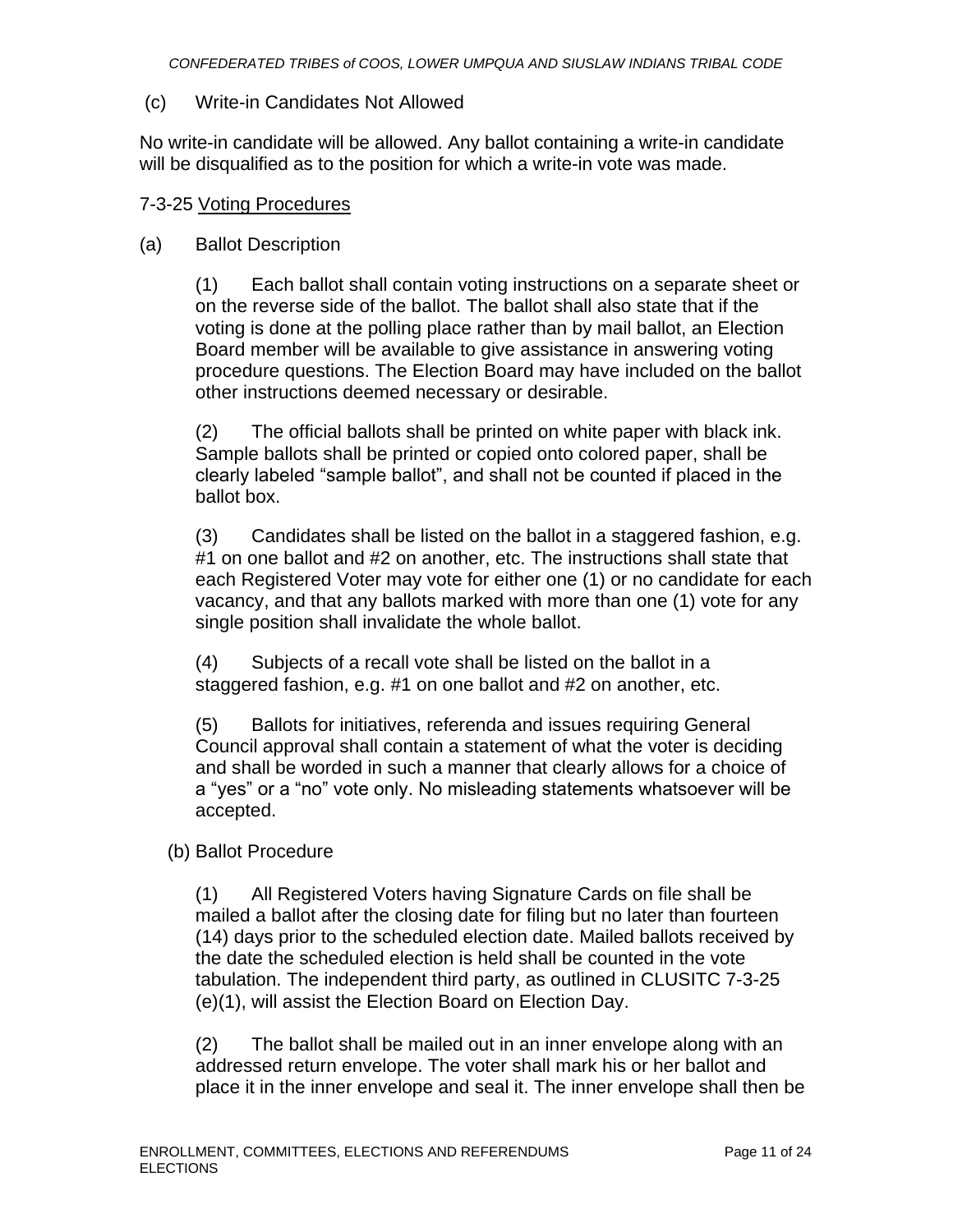(c) Write-in Candidates Not Allowed

No write-in candidate will be allowed. Any ballot containing a write-in candidate will be disqualified as to the position for which a write-in vote was made.

7-3-25 Voting Procedures

(a) Ballot Description

(1) Each ballot shall contain voting instructions on a separate sheet or on the reverse side of the ballot. The ballot shall also state that if the voting is done at the polling place rather than by mail ballot, an Election Board member will be available to give assistance in answering voting procedure questions. The Election Board may have included on the ballot other instructions deemed necessary or desirable.

(2) The official ballots shall be printed on white paper with black ink. Sample ballots shall be printed or copied onto colored paper, shall be clearly labeled "sample ballot", and shall not be counted if placed in the ballot box.

(3) Candidates shall be listed on the ballot in a staggered fashion, e.g. #1 on one ballot and #2 on another, etc. The instructions shall state that each Registered Voter may vote for either one (1) or no candidate for each vacancy, and that any ballots marked with more than one (1) vote for any single position shall invalidate the whole ballot.

(4) Subjects of a recall vote shall be listed on the ballot in a staggered fashion, e.g. #1 on one ballot and #2 on another, etc.

(5) Ballots for initiatives, referenda and issues requiring General Council approval shall contain a statement of what the voter is deciding and shall be worded in such a manner that clearly allows for a choice of a "yes" or a "no" vote only. No misleading statements whatsoever will be accepted.

(b) Ballot Procedure

(1) All Registered Voters having Signature Cards on file shall be mailed a ballot after the closing date for filing but no later than fourteen (14) days prior to the scheduled election date. Mailed ballots received by the date the scheduled election is held shall be counted in the vote tabulation. The independent third party, as outlined in CLUSITC 7-3-25 (e)(1), will assist the Election Board on Election Day.

(2) The ballot shall be mailed out in an inner envelope along with an addressed return envelope. The voter shall mark his or her ballot and place it in the inner envelope and seal it. The inner envelope shall then be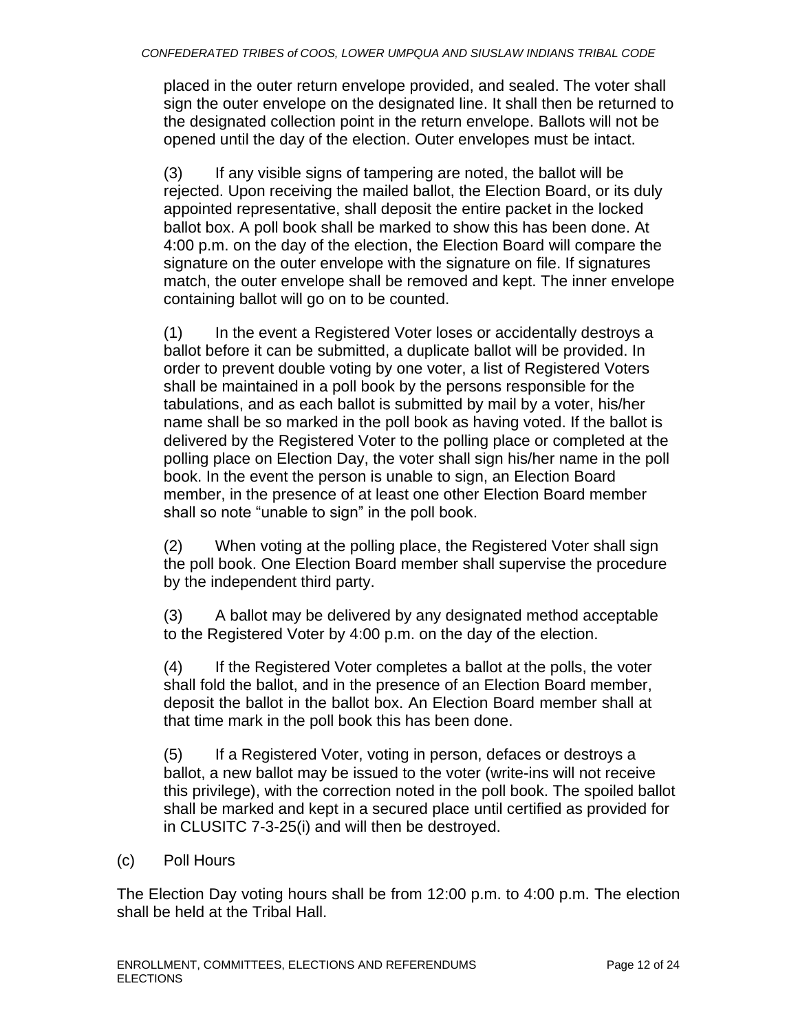placed in the outer return envelope provided, and sealed. The voter shall sign the outer envelope on the designated line. It shall then be returned to the designated collection point in the return envelope. Ballots will not be opened until the day of the election. Outer envelopes must be intact.

(3) If any visible signs of tampering are noted, the ballot will be rejected. Upon receiving the mailed ballot, the Election Board, or its duly appointed representative, shall deposit the entire packet in the locked ballot box. A poll book shall be marked to show this has been done. At 4:00 p.m. on the day of the election, the Election Board will compare the signature on the outer envelope with the signature on file. If signatures match, the outer envelope shall be removed and kept. The inner envelope containing ballot will go on to be counted.

(1) In the event a Registered Voter loses or accidentally destroys a ballot before it can be submitted, a duplicate ballot will be provided. In order to prevent double voting by one voter, a list of Registered Voters shall be maintained in a poll book by the persons responsible for the tabulations, and as each ballot is submitted by mail by a voter, his/her name shall be so marked in the poll book as having voted. If the ballot is delivered by the Registered Voter to the polling place or completed at the polling place on Election Day, the voter shall sign his/her name in the poll book. In the event the person is unable to sign, an Election Board member, in the presence of at least one other Election Board member shall so note “unable to sign” in the poll book.

(2) When voting at the polling place, the Registered Voter shall sign the poll book. One Election Board member shall supervise the procedure by the independent third party.

(3) A ballot may be delivered by any designated method acceptable to the Registered Voter by 4:00 p.m. on the day of the election.

(4) If the Registered Voter completes a ballot at the polls, the voter shall fold the ballot, and in the presence of an Election Board member, deposit the ballot in the ballot box. An Election Board member shall at that time mark in the poll book this has been done.

(5) If a Registered Voter, voting in person, defaces or destroys a ballot, a new ballot may be issued to the voter (write-ins will not receive this privilege), with the correction noted in the poll book. The spoiled ballot shall be marked and kept in a secured place until certified as provided for in CLUSITC 7-3-25(i) and will then be destroyed.

(c) Poll Hours

The Election Day voting hours shall be from 12:00 p.m. to 4:00 p.m. The election shall be held at the Tribal Hall.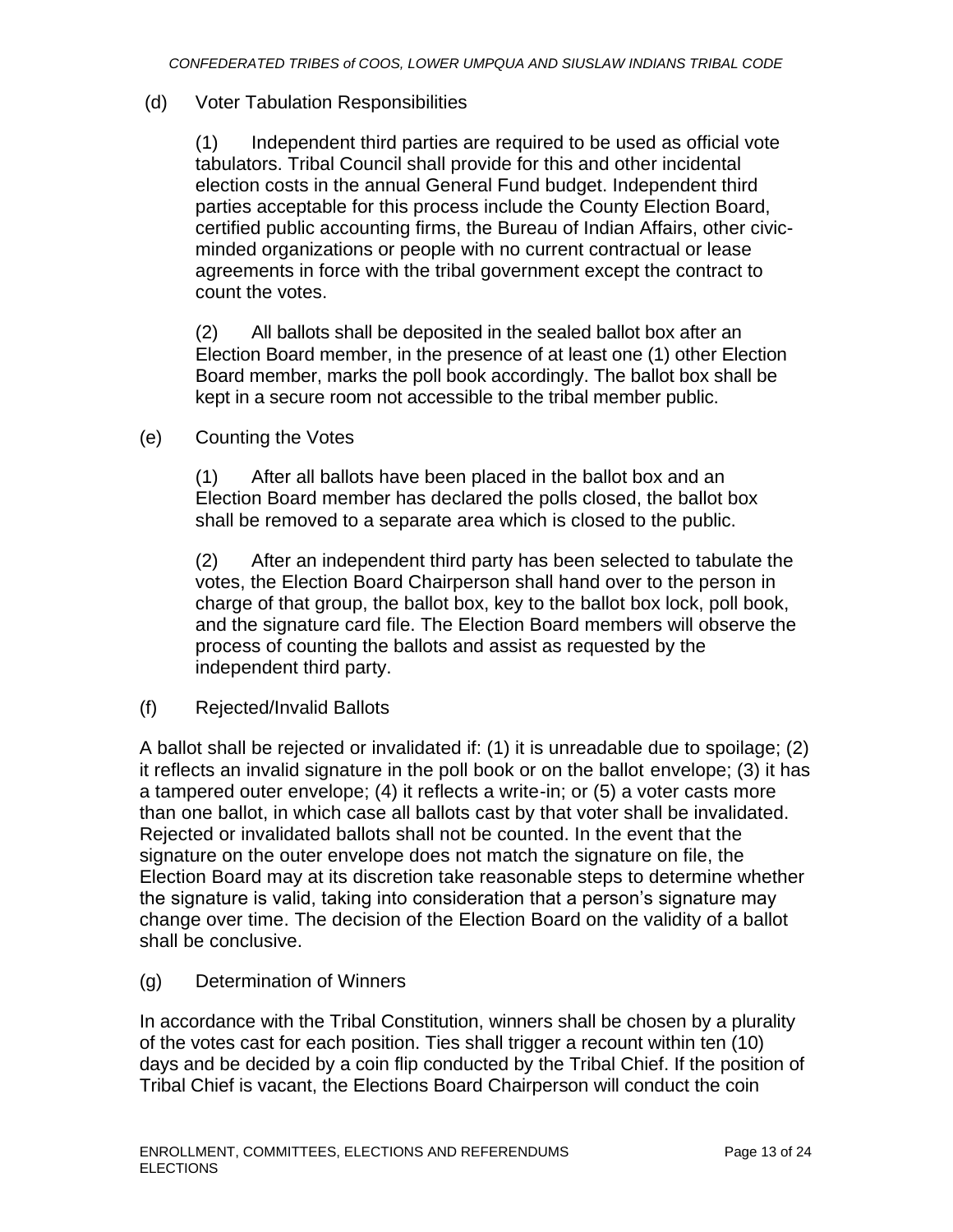(d) Voter Tabulation Responsibilities

(1) Independent third parties are required to be used as official vote tabulators. Tribal Council shall provide for this and other incidental election costs in the annual General Fund budget. Independent third parties acceptable for this process include the County Election Board, certified public accounting firms, the Bureau of Indian Affairs, other civic-minded organizations or people with no current contractual or lease agreements in force with the tribal government except the contract to count the votes.

(2) All ballots shall be deposited in the sealed ballot box after an Election Board member, in the presence of at least one (1) other Election Board member, marks the poll book accordingly. The ballot box shall be kept in a secure room not accessible to the tribal member public.

(e) Counting the Votes

(1) After all ballots have been placed in the ballot box and an Election Board member has declared the polls closed, the ballot box shall be removed to a separate area which is closed to the public.

(2) After an independent third party has been selected to tabulate the votes, the Election Board Chairperson shall hand over to the person in charge of that group, the ballot box, key to the ballot box lock, poll book, and the signature card file. The Election Board members will observe the process of counting the ballots and assist as requested by the independent third party.

(f) Rejected/Invalid Ballots

A ballot shall be rejected or invalidated if: (1) it is unreadable due to spoilage; (2) it reflects an invalid signature in the poll book or on the ballot envelope; (3) it has a tampered outer envelope; (4) it reflects a write-in; or (5) a voter casts more than one ballot, in which case all ballots cast by that voter shall be invalidated. Rejected or invalidated ballots shall not be counted. In the event that the signature on the outer envelope does not match the signature on file, the Election Board may at its discretion take reasonable steps to determine whether the signature is valid, taking into consideration that a person's signature may change over time. The decision of the Election Board on the validity of a ballot shall be conclusive.

(g) Determination of Winners

In accordance with the Tribal Constitution, winners shall be chosen by a plurality of the votes cast for each position. Ties shall trigger a recount within ten (10) days and be decided by a coin flip conducted by the Tribal Chief. If the position of Tribal Chief is vacant, the Elections Board Chairperson will conduct the coin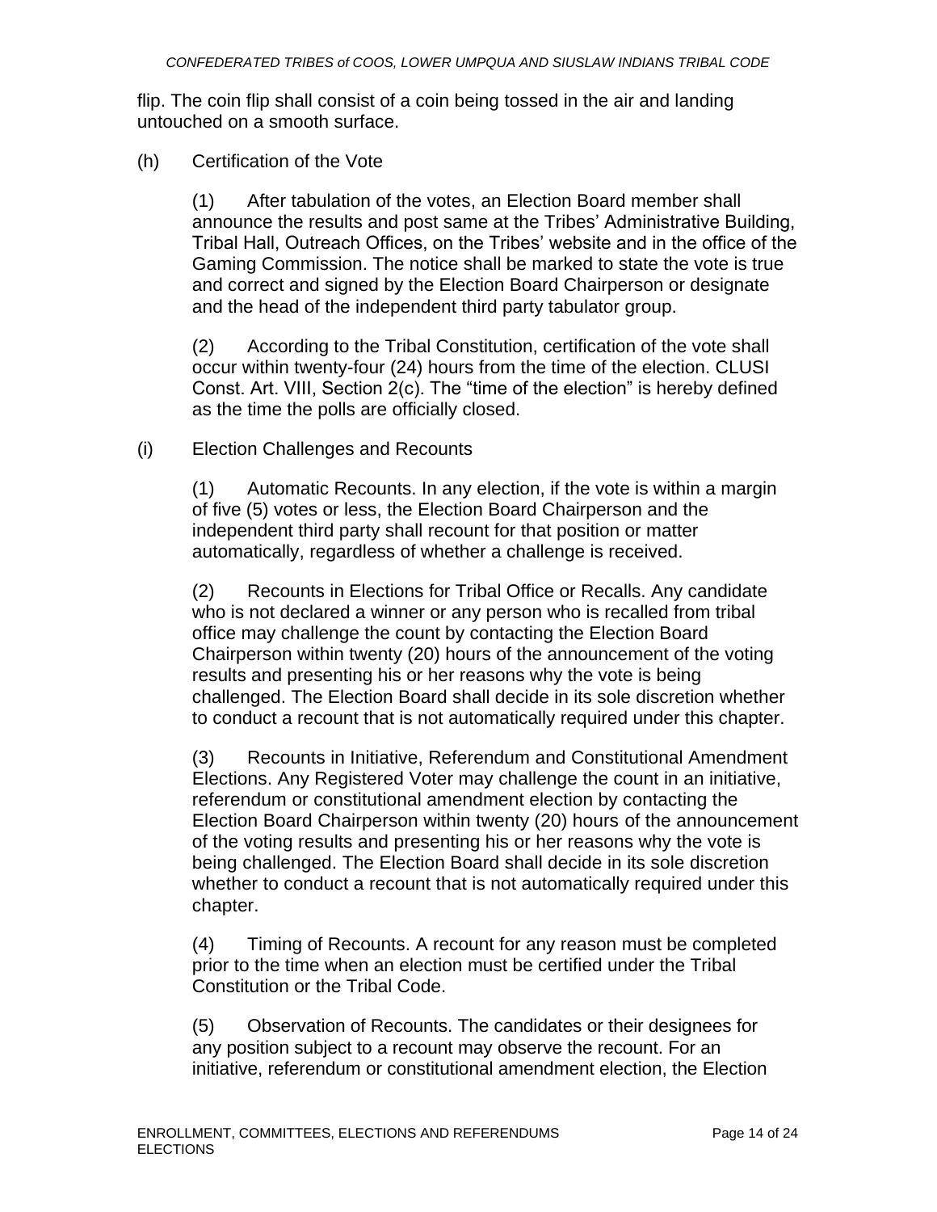flip. The coin flip shall consist of a coin being tossed in the air and landing untouched on a smooth surface.

(h) Certification of the Vote

(1) After tabulation of the votes, an Election Board member shall announce the results and post same at the Tribes' Administrative Building, Tribal Hall, Outreach Offices, on the Tribes' website and in the office of the Gaming Commission. The notice shall be marked to state the vote is true and correct and signed by the Election Board Chairperson or designate and the head of the independent third party tabulator group.

(2) According to the Tribal Constitution, certification of the vote shall occur within twenty-four (24) hours from the time of the election. CLUSI Const. Art. VIII, Section 2(c). The "time of the election" is hereby defined as the time the polls are officially closed.

(i) Election Challenges and Recounts

(1) Automatic Recounts. In any election, if the vote is within a margin of five (5) votes or less, the Election Board Chairperson and the independent third party shall recount for that position or matter automatically, regardless of whether a challenge is received.

(2) Recounts in Elections for Tribal Office or Recalls. Any candidate who is not declared a winner or any person who is recalled from tribal office may challenge the count by contacting the Election Board Chairperson within twenty (20) hours of the announcement of the voting results and presenting his or her reasons why the vote is being challenged. The Election Board shall decide in its sole discretion whether to conduct a recount that is not automatically required under this chapter.

(3) Recounts in Initiative, Referendum and Constitutional Amendment Elections. Any Registered Voter may challenge the count in an initiative, referendum or constitutional amendment election by contacting the Election Board Chairperson within twenty (20) hours of the announcement of the voting results and presenting his or her reasons why the vote is being challenged. The Election Board shall decide in its sole discretion whether to conduct a recount that is not automatically required under this chapter.

(4) Timing of Recounts. A recount for any reason must be completed prior to the time when an election must be certified under the Tribal Constitution or the Tribal Code.

(5) Observation of Recounts. The candidates or their designees for any position subject to a recount may observe the recount. For an initiative, referendum or constitutional amendment election, the Election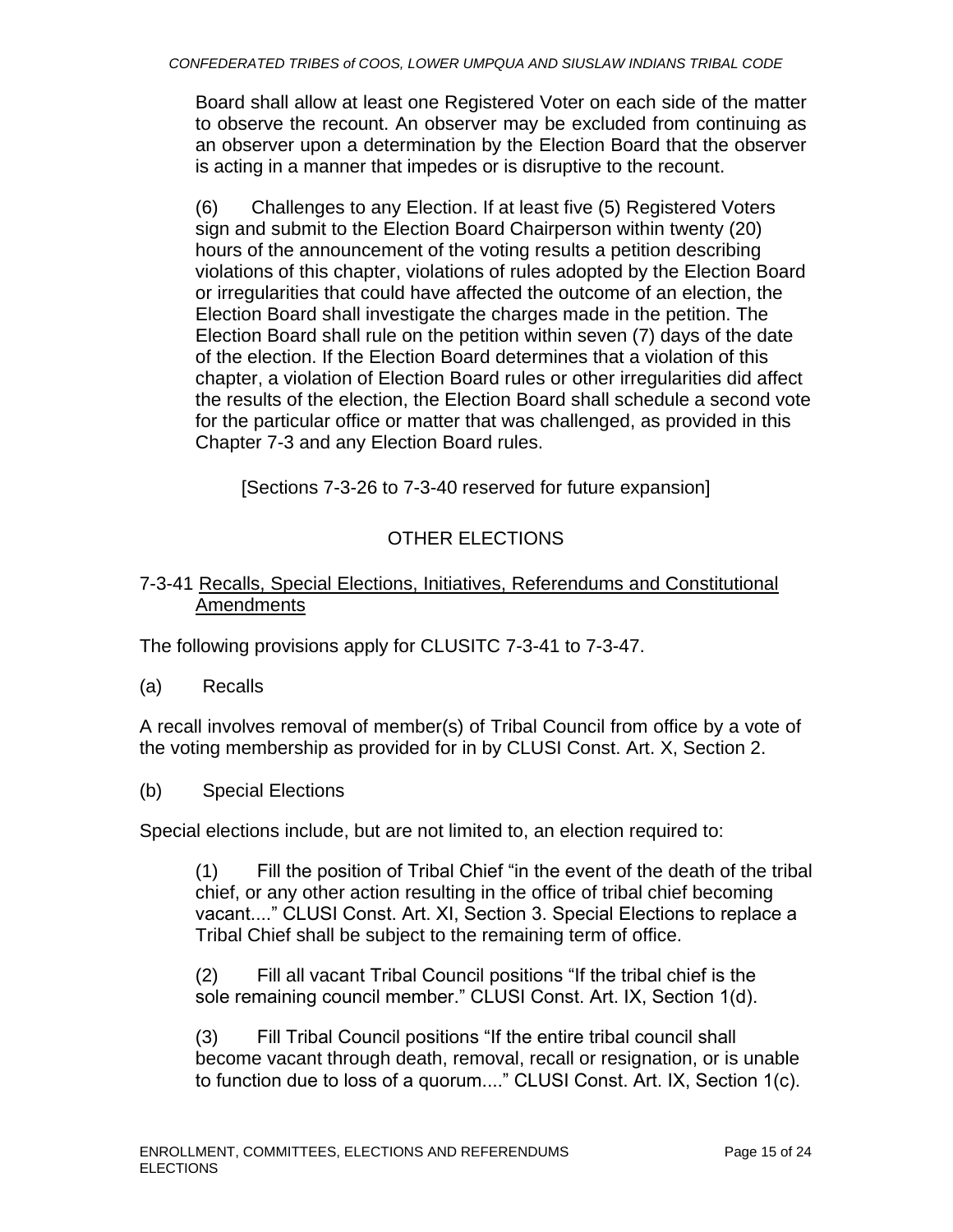Board shall allow at least one Registered Voter on each side of the matter to observe the recount. An observer may be excluded from continuing as an observer upon a determination by the Election Board that the observer is acting in a manner that impedes or is disruptive to the recount.

(6) Challenges to any Election. If at least five (5) Registered Voters sign and submit to the Election Board Chairperson within twenty (20) hours of the announcement of the voting results a petition describing violations of this chapter, violations of rules adopted by the Election Board or irregularities that could have affected the outcome of an election, the Election Board shall investigate the charges made in the petition. The Election Board shall rule on the petition within seven (7) days of the date of the election. If the Election Board determines that a violation of this chapter, a violation of Election Board rules or other irregularities did affect the results of the election, the Election Board shall schedule a second vote for the particular office or matter that was challenged, as provided in this Chapter 7-3 and any Election Board rules.

[Sections 7-3-26 to 7-3-40 reserved for future expansion]

## OTHER ELECTIONS

### 7-3-41 Recalls, Special Elections, Initiatives, Referendums and Constitutional Amendments

The following provisions apply for CLUSITC 7-3-41 to 7-3-47.

(a) Recalls

A recall involves removal of member(s) of Tribal Council from office by a vote of the voting membership as provided for in by CLUSI Const. Art. X, Section 2.

(b) Special Elections

Special elections include, but are not limited to, an election required to:

(1) Fill the position of Tribal Chief "in the event of the death of the tribal chief, or any other action resulting in the office of tribal chief becoming vacant...." CLUSI Const. Art. XI, Section 3. Special Elections to replace a Tribal Chief shall be subject to the remaining term of office.

(2) Fill all vacant Tribal Council positions "If the tribal chief is the sole remaining council member." CLUSI Const. Art. IX, Section 1(d).

(3) Fill Tribal Council positions "If the entire tribal council shall become vacant through death, removal, recall or resignation, or is unable to function due to loss of a quorum...." CLUSI Const. Art. IX, Section 1(c).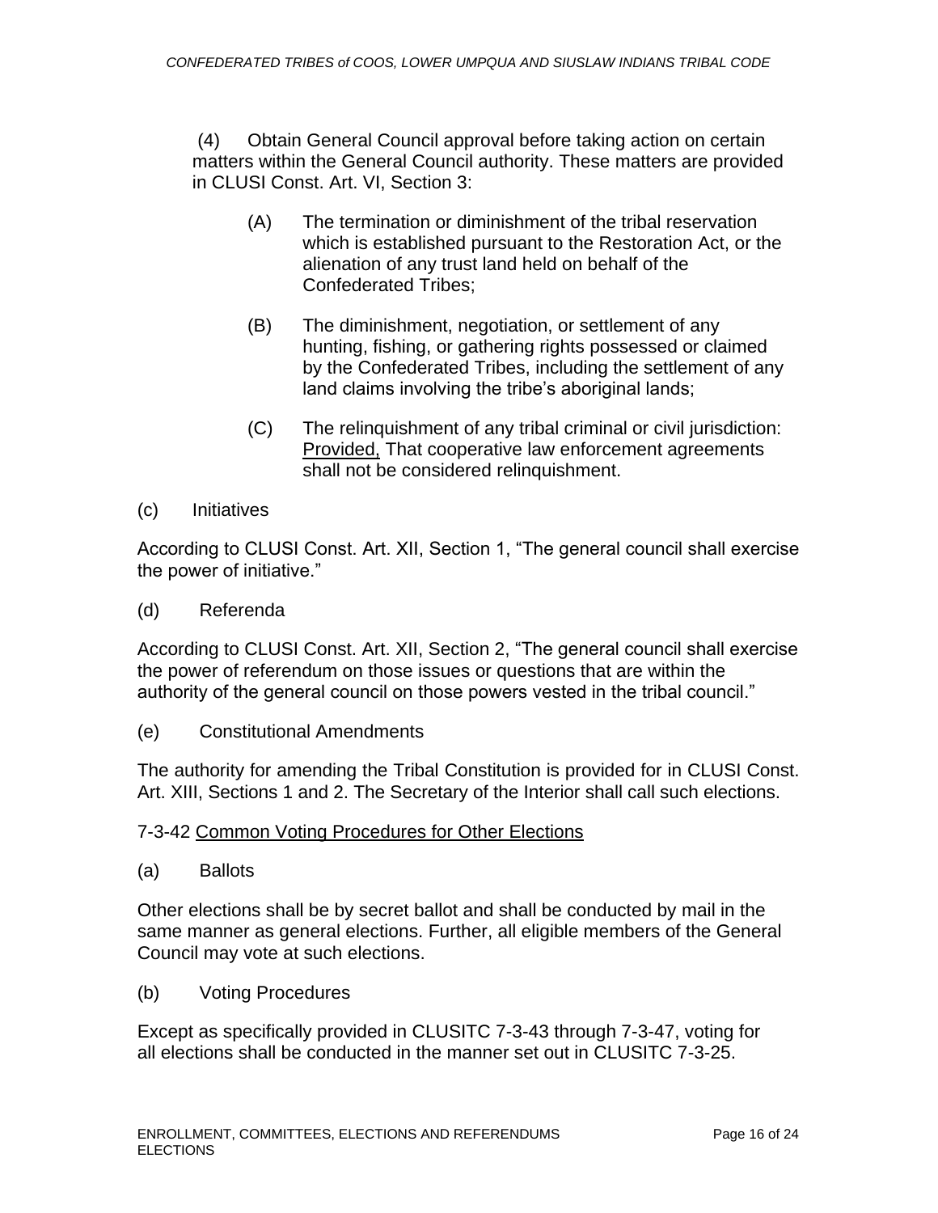(4) Obtain General Council approval before taking action on certain matters within the General Council authority. These matters are provided in CLUSI Const. Art. VI, Section 3:

(A) The termination or diminishment of the tribal reservation which is established pursuant to the Restoration Act, or the alienation of any trust land held on behalf of the Confederated Tribes;

(B) The diminishment, negotiation, or settlement of any hunting, fishing, or gathering rights possessed or claimed by the Confederated Tribes, including the settlement of any land claims involving the tribe's aboriginal lands;

(C) The relinquishment of any tribal criminal or civil jurisdiction: Provided, That cooperative law enforcement agreements shall not be considered relinquishment.

(c) Initiatives

According to CLUSI Const. Art. XII, Section 1, "The general council shall exercise the power of initiative."

(d) Referenda

According to CLUSI Const. Art. XII, Section 2, "The general council shall exercise the power of referendum on those issues or questions that are within the authority of the general council on those powers vested in the tribal council."

(e) Constitutional Amendments

The authority for amending the Tribal Constitution is provided for in CLUSI Const. Art. XIII, Sections 1 and 2. The Secretary of the Interior shall call such elections.

7-3-42 Common Voting Procedures for Other Elections

(a) Ballots

Other elections shall be by secret ballot and shall be conducted by mail in the same manner as general elections. Further, all eligible members of the General Council may vote at such elections.

(b) Voting Procedures

Except as specifically provided in CLUSITC 7-3-43 through 7-3-47, voting for all elections shall be conducted in the manner set out in CLUSITC 7-3-25.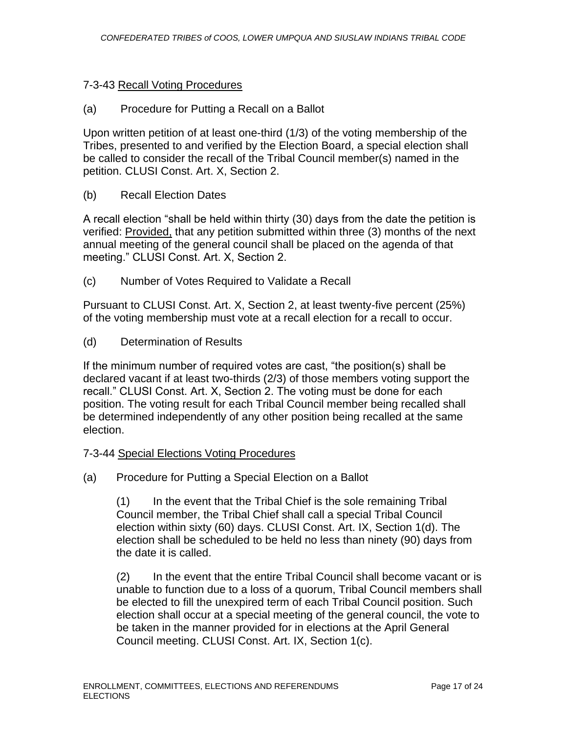### 7-3-43 Recall Voting Procedures

(a) Procedure for Putting a Recall on a Ballot

Upon written petition of at least one-third (1/3) of the voting membership of the Tribes, presented to and verified by the Election Board, a special election shall be called to consider the recall of the Tribal Council member(s) named in the petition. CLUSI Const. Art. X, Section 2.

(b) Recall Election Dates

A recall election "shall be held within thirty (30) days from the date the petition is verified: Provided, that any petition submitted within three (3) months of the next annual meeting of the general council shall be placed on the agenda of that meeting." CLUSI Const. Art. X, Section 2.

(c) Number of Votes Required to Validate a Recall

Pursuant to CLUSI Const. Art. X, Section 2, at least twenty-five percent (25%) of the voting membership must vote at a recall election for a recall to occur.

(d) Determination of Results

If the minimum number of required votes are cast, "the position(s) shall be declared vacant if at least two-thirds (2/3) of those members voting support the recall." CLUSI Const. Art. X, Section 2. The voting must be done for each position. The voting result for each Tribal Council member being recalled shall be determined independently of any other position being recalled at the same election.

### 7-3-44 Special Elections Voting Procedures

(a) Procedure for Putting a Special Election on a Ballot

(1) In the event that the Tribal Chief is the sole remaining Tribal Council member, the Tribal Chief shall call a special Tribal Council election within sixty (60) days. CLUSI Const. Art. IX, Section 1(d). The election shall be scheduled to be held no less than ninety (90) days from the date it is called.

(2) In the event that the entire Tribal Council shall become vacant or is unable to function due to a loss of a quorum, Tribal Council members shall be elected to fill the unexpired term of each Tribal Council position. Such election shall occur at a special meeting of the general council, the vote to be taken in the manner provided for in elections at the April General Council meeting. CLUSI Const. Art. IX, Section 1(c).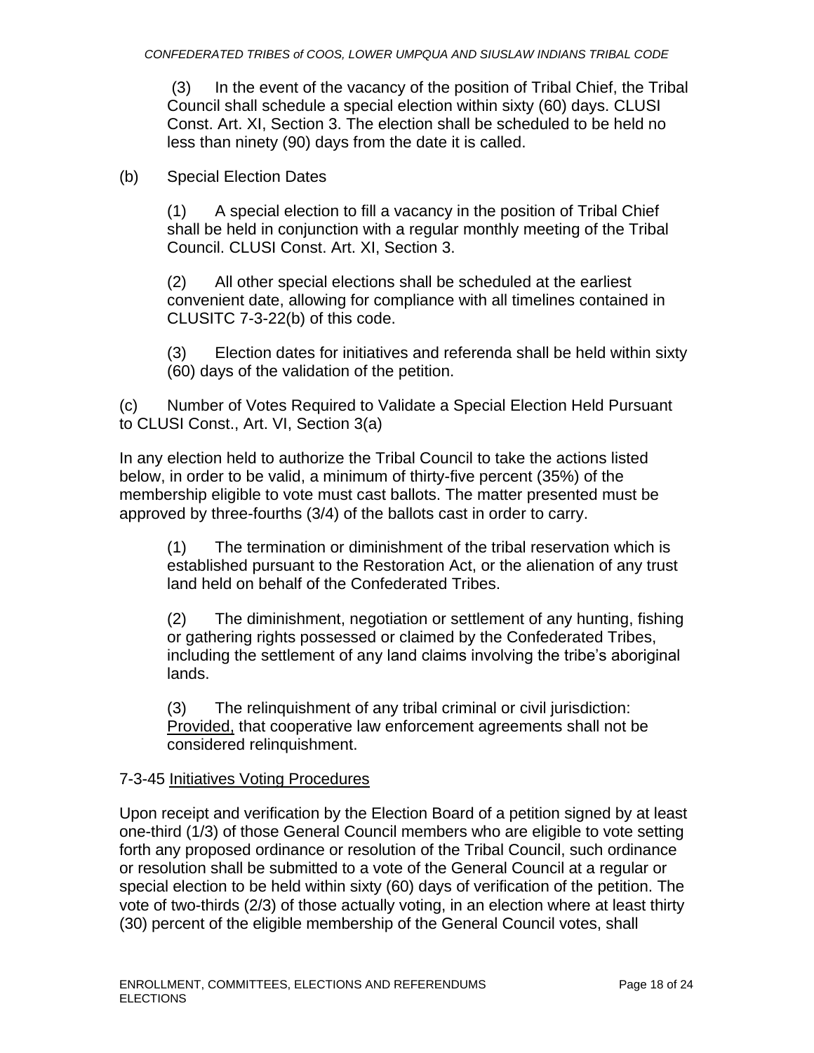(3) In the event of the vacancy of the position of Tribal Chief, the Tribal Council shall schedule a special election within sixty (60) days. CLUSI Const. Art. XI, Section 3. The election shall be scheduled to be held no less than ninety (90) days from the date it is called.

(b) Special Election Dates

(1) A special election to fill a vacancy in the position of Tribal Chief shall be held in conjunction with a regular monthly meeting of the Tribal Council. CLUSI Const. Art. XI, Section 3.

(2) All other special elections shall be scheduled at the earliest convenient date, allowing for compliance with all timelines contained in CLUSITC 7-3-22(b) of this code.

(3) Election dates for initiatives and referenda shall be held within sixty (60) days of the validation of the petition.

(c) Number of Votes Required to Validate a Special Election Held Pursuant to CLUSI Const., Art. VI, Section 3(a)

In any election held to authorize the Tribal Council to take the actions listed below, in order to be valid, a minimum of thirty-five percent (35%) of the membership eligible to vote must cast ballots. The matter presented must be approved by three-fourths (3/4) of the ballots cast in order to carry.

(1) The termination or diminishment of the tribal reservation which is established pursuant to the Restoration Act, or the alienation of any trust land held on behalf of the Confederated Tribes.

(2) The diminishment, negotiation or settlement of any hunting, fishing or gathering rights possessed or claimed by the Confederated Tribes, including the settlement of any land claims involving the tribe's aboriginal lands.

(3) The relinquishment of any tribal criminal or civil jurisdiction: Provided, that cooperative law enforcement agreements shall not be considered relinquishment.

7-3-45 Initiatives Voting Procedures

Upon receipt and verification by the Election Board of a petition signed by at least one-third (1/3) of those General Council members who are eligible to vote setting forth any proposed ordinance or resolution of the Tribal Council, such ordinance or resolution shall be submitted to a vote of the General Council at a regular or special election to be held within sixty (60) days of verification of the petition. The vote of two-thirds (2/3) of those actually voting, in an election where at least thirty (30) percent of the eligible membership of the General Council votes, shall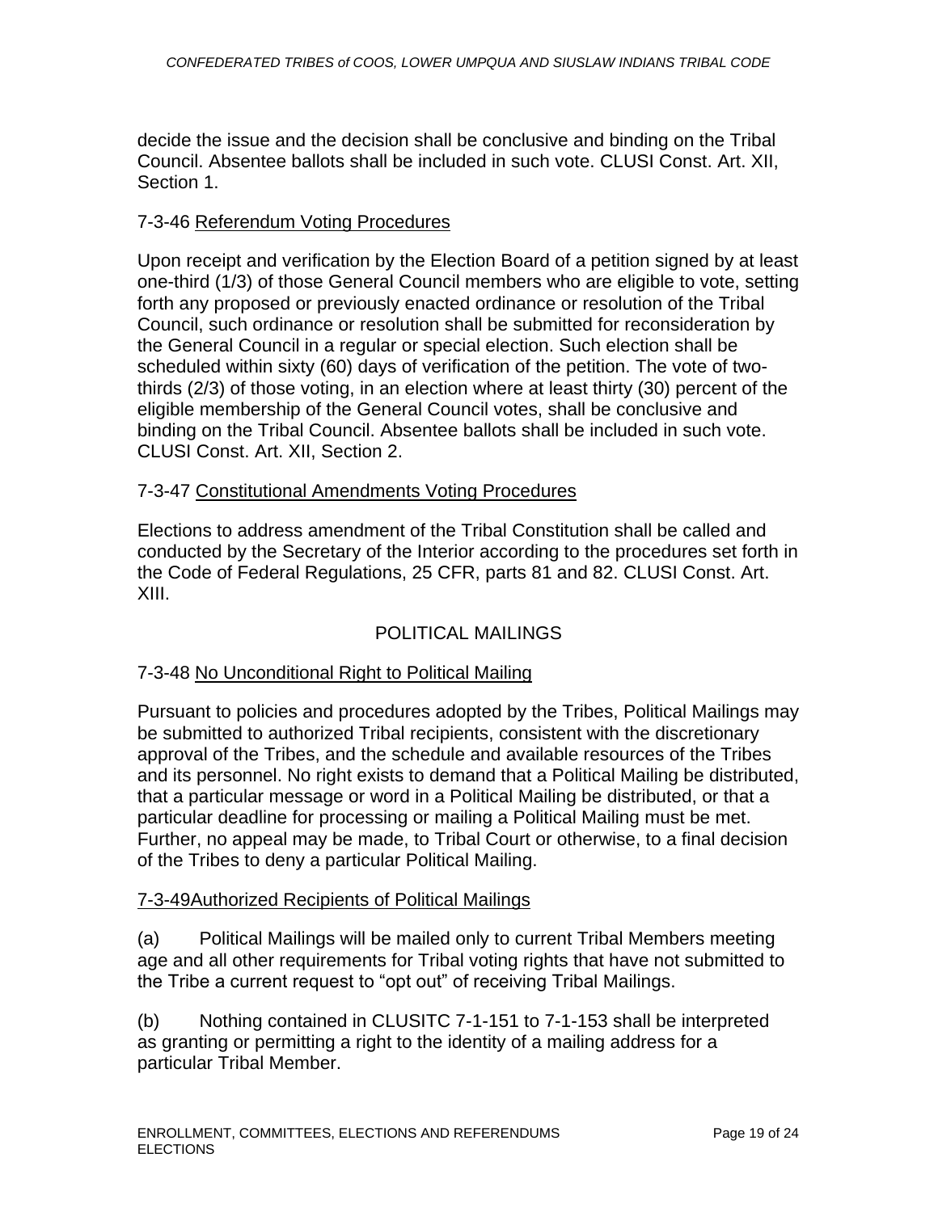decide the issue and the decision shall be conclusive and binding on the Tribal Council. Absentee ballots shall be included in such vote. CLUSI Const. Art. XII, Section 1.

7-3-46 <u>Referendum Voting Procedures</u>

Upon receipt and verification by the Election Board of a petition signed by at least one-third (1/3) of those General Council members who are eligible to vote, setting forth any proposed or previously enacted ordinance or resolution of the Tribal Council, such ordinance or resolution shall be submitted for reconsideration by the General Council in a regular or special election. Such election shall be scheduled within sixty (60) days of verification of the petition. The vote of two-thirds (2/3) of those voting, in an election where at least thirty (30) percent of the eligible membership of the General Council votes, shall be conclusive and binding on the Tribal Council. Absentee ballots shall be included in such vote. CLUSI Const. Art. XII, Section 2.

7-3-47 <u>Constitutional Amendments Voting Procedures</u>

Elections to address amendment of the Tribal Constitution shall be called and conducted by the Secretary of the Interior according to the procedures set forth in the Code of Federal Regulations, 25 CFR, parts 81 and 82. CLUSI Const. Art. XIII.

## POLITICAL MAILINGS

7-3-48 <u>No Unconditional Right to Political Mailing</u>

Pursuant to policies and procedures adopted by the Tribes, Political Mailings may be submitted to authorized Tribal recipients, consistent with the discretionary approval of the Tribes, and the schedule and available resources of the Tribes and its personnel. No right exists to demand that a Political Mailing be distributed, that a particular message or word in a Political Mailing be distributed, or that a particular deadline for processing or mailing a Political Mailing must be met. Further, no appeal may be made, to Tribal Court or otherwise, to a final decision of the Tribes to deny a particular Political Mailing.

<u>7-3-49Authorized Recipients of Political Mailings</u>

(a) Political Mailings will be mailed only to current Tribal Members meeting age and all other requirements for Tribal voting rights that have not submitted to the Tribe a current request to “opt out” of receiving Tribal Mailings.

(b) Nothing contained in CLUSITC 7-1-151 to 7-1-153 shall be interpreted as granting or permitting a right to the identity of a mailing address for a particular Tribal Member.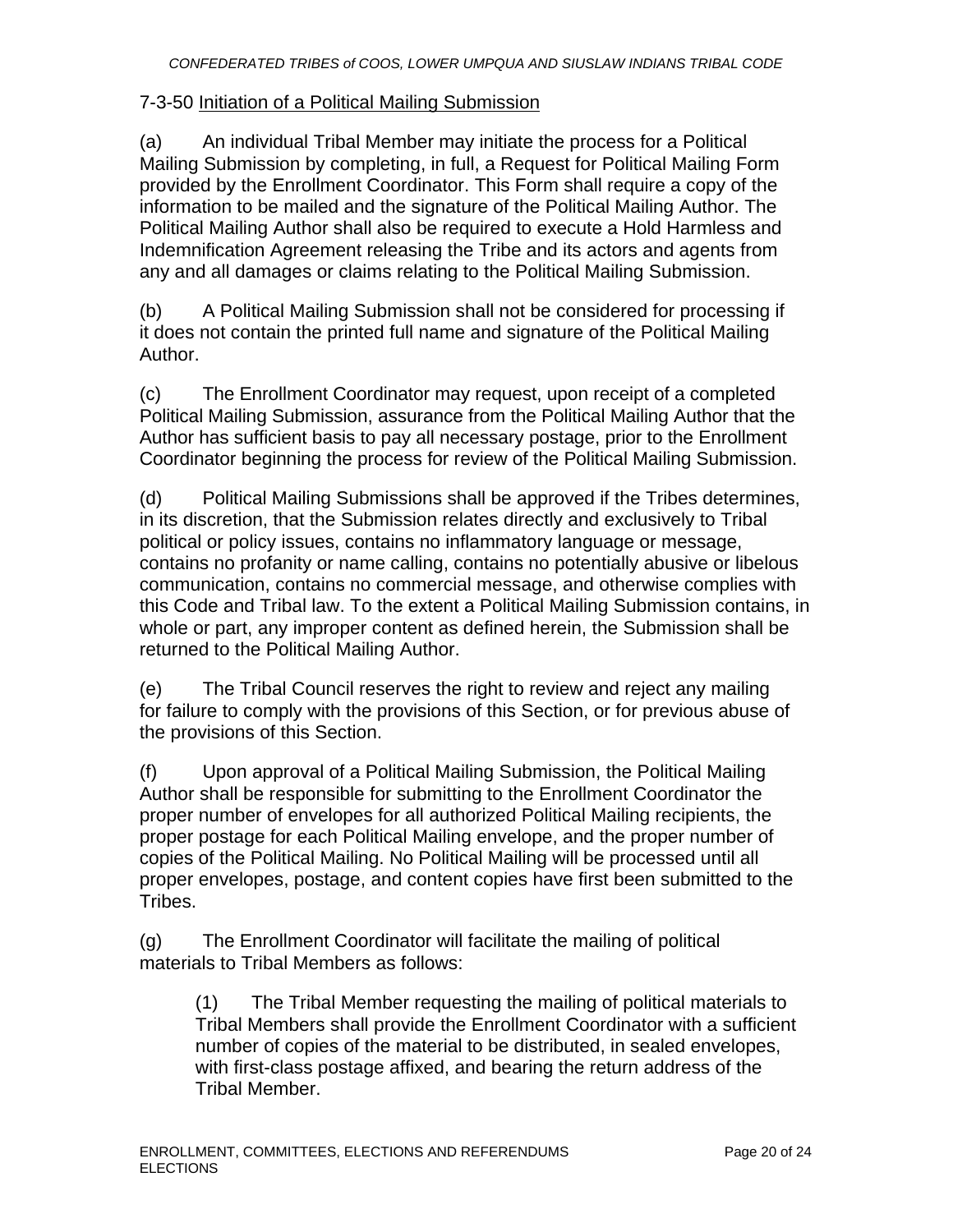7-3-50 Initiation of a Political Mailing Submission

(a) An individual Tribal Member may initiate the process for a Political Mailing Submission by completing, in full, a Request for Political Mailing Form provided by the Enrollment Coordinator. This Form shall require a copy of the information to be mailed and the signature of the Political Mailing Author. The Political Mailing Author shall also be required to execute a Hold Harmless and Indemnification Agreement releasing the Tribe and its actors and agents from any and all damages or claims relating to the Political Mailing Submission.

(b) A Political Mailing Submission shall not be considered for processing if it does not contain the printed full name and signature of the Political Mailing Author.

(c) The Enrollment Coordinator may request, upon receipt of a completed Political Mailing Submission, assurance from the Political Mailing Author that the Author has sufficient basis to pay all necessary postage, prior to the Enrollment Coordinator beginning the process for review of the Political Mailing Submission.

(d) Political Mailing Submissions shall be approved if the Tribes determines, in its discretion, that the Submission relates directly and exclusively to Tribal political or policy issues, contains no inflammatory language or message, contains no profanity or name calling, contains no potentially abusive or libelous communication, contains no commercial message, and otherwise complies with this Code and Tribal law. To the extent a Political Mailing Submission contains, in whole or part, any improper content as defined herein, the Submission shall be returned to the Political Mailing Author.

(e) The Tribal Council reserves the right to review and reject any mailing for failure to comply with the provisions of this Section, or for previous abuse of the provisions of this Section.

(f) Upon approval of a Political Mailing Submission, the Political Mailing Author shall be responsible for submitting to the Enrollment Coordinator the proper number of envelopes for all authorized Political Mailing recipients, the proper postage for each Political Mailing envelope, and the proper number of copies of the Political Mailing. No Political Mailing will be processed until all proper envelopes, postage, and content copies have first been submitted to the Tribes.

(g) The Enrollment Coordinator will facilitate the mailing of political materials to Tribal Members as follows:

> (1) The Tribal Member requesting the mailing of political materials to Tribal Members shall provide the Enrollment Coordinator with a sufficient number of copies of the material to be distributed, in sealed envelopes, with first-class postage affixed, and bearing the return address of the Tribal Member.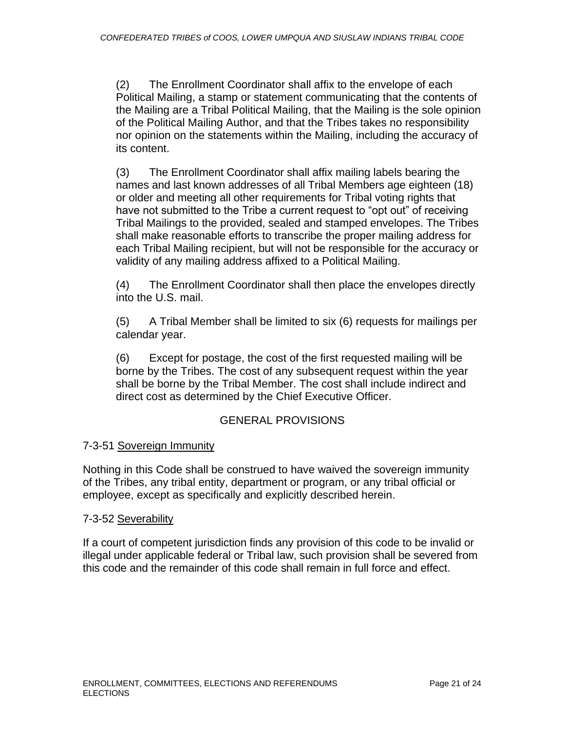(2) The Enrollment Coordinator shall affix to the envelope of each Political Mailing, a stamp or statement communicating that the contents of the Mailing are a Tribal Political Mailing, that the Mailing is the sole opinion of the Political Mailing Author, and that the Tribes takes no responsibility nor opinion on the statements within the Mailing, including the accuracy of its content.

(3) The Enrollment Coordinator shall affix mailing labels bearing the names and last known addresses of all Tribal Members age eighteen (18) or older and meeting all other requirements for Tribal voting rights that have not submitted to the Tribe a current request to "opt out" of receiving Tribal Mailings to the provided, sealed and stamped envelopes. The Tribes shall make reasonable efforts to transcribe the proper mailing address for each Tribal Mailing recipient, but will not be responsible for the accuracy or validity of any mailing address affixed to a Political Mailing.

(4) The Enrollment Coordinator shall then place the envelopes directly into the U.S. mail.

(5) A Tribal Member shall be limited to six (6) requests for mailings per calendar year.

(6) Except for postage, the cost of the first requested mailing will be borne by the Tribes. The cost of any subsequent request within the year shall be borne by the Tribal Member. The cost shall include indirect and direct cost as determined by the Chief Executive Officer.

## GENERAL PROVISIONS

### 7-3-51 Sovereign Immunity

Nothing in this Code shall be construed to have waived the sovereign immunity of the Tribes, any tribal entity, department or program, or any tribal official or employee, except as specifically and explicitly described herein.

### 7-3-52 Severability

If a court of competent jurisdiction finds any provision of this code to be invalid or illegal under applicable federal or Tribal law, such provision shall be severed from this code and the remainder of this code shall remain in full force and effect.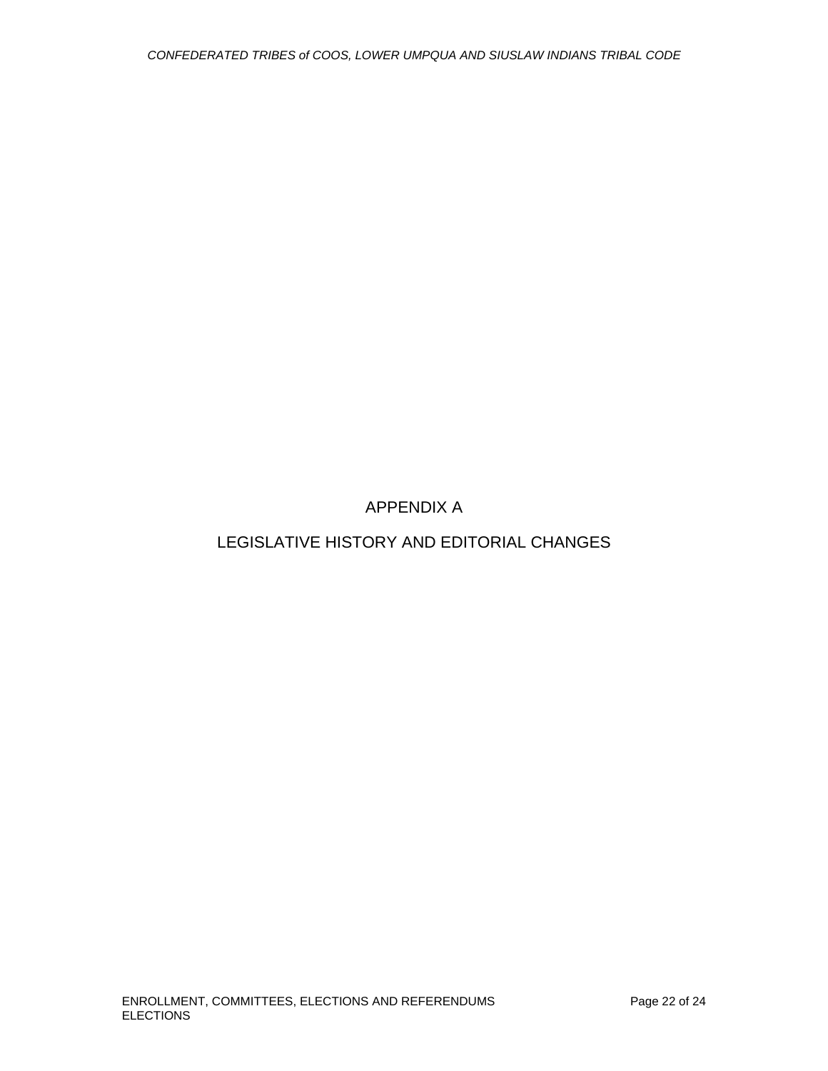# APPENDIX A

# LEGISLATIVE HISTORY AND EDITORIAL CHANGES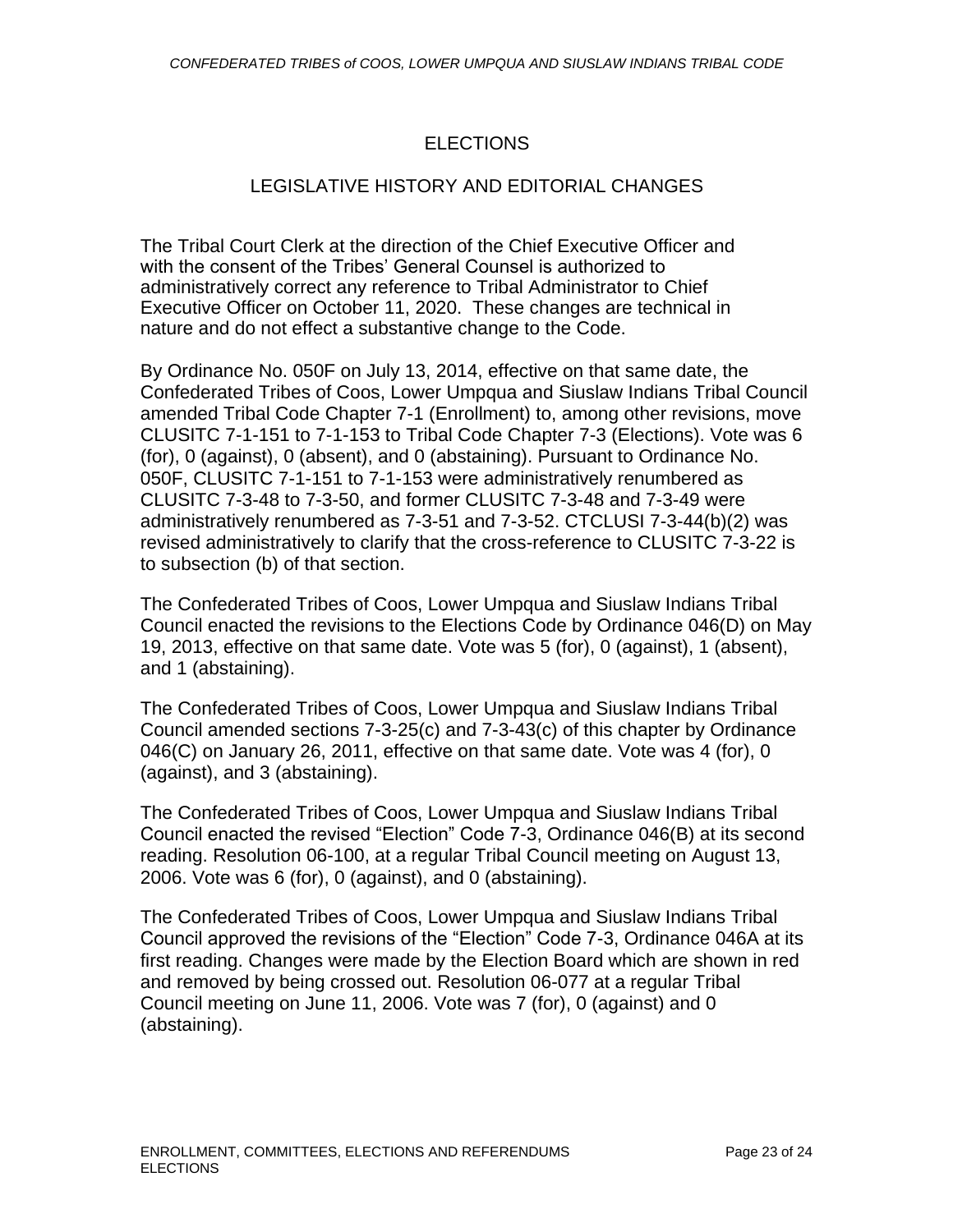## ELECTIONS

## LEGISLATIVE HISTORY AND EDITORIAL CHANGES

The Tribal Court Clerk at the direction of the Chief Executive Officer and with the consent of the Tribes' General Counsel is authorized to administratively correct any reference to Tribal Administrator to Chief Executive Officer on October 11, 2020. These changes are technical in nature and do not effect a substantive change to the Code.

By Ordinance No. 050F on July 13, 2014, effective on that same date, the Confederated Tribes of Coos, Lower Umpqua and Siuslaw Indians Tribal Council amended Tribal Code Chapter 7-1 (Enrollment) to, among other revisions, move CLUSITC 7-1-151 to 7-1-153 to Tribal Code Chapter 7-3 (Elections). Vote was 6 (for), 0 (against), 0 (absent), and 0 (abstaining). Pursuant to Ordinance No. 050F, CLUSITC 7-1-151 to 7-1-153 were administratively renumbered as CLUSITC 7-3-48 to 7-3-50, and former CLUSITC 7-3-48 and 7-3-49 were administratively renumbered as 7-3-51 and 7-3-52. CTCLUSI 7-3-44(b)(2) was revised administratively to clarify that the cross-reference to CLUSITC 7-3-22 is to subsection (b) of that section.

The Confederated Tribes of Coos, Lower Umpqua and Siuslaw Indians Tribal Council enacted the revisions to the Elections Code by Ordinance 046(D) on May 19, 2013, effective on that same date. Vote was 5 (for), 0 (against), 1 (absent), and 1 (abstaining).

The Confederated Tribes of Coos, Lower Umpqua and Siuslaw Indians Tribal Council amended sections 7-3-25(c) and 7-3-43(c) of this chapter by Ordinance 046(C) on January 26, 2011, effective on that same date. Vote was 4 (for), 0 (against), and 3 (abstaining).

The Confederated Tribes of Coos, Lower Umpqua and Siuslaw Indians Tribal Council enacted the revised "Election" Code 7-3, Ordinance 046(B) at its second reading. Resolution 06-100, at a regular Tribal Council meeting on August 13, 2006. Vote was 6 (for), 0 (against), and 0 (abstaining).

The Confederated Tribes of Coos, Lower Umpqua and Siuslaw Indians Tribal Council approved the revisions of the "Election" Code 7-3, Ordinance 046A at its first reading. Changes were made by the Election Board which are shown in red and removed by being crossed out. Resolution 06-077 at a regular Tribal Council meeting on June 11, 2006. Vote was 7 (for), 0 (against) and 0 (abstaining).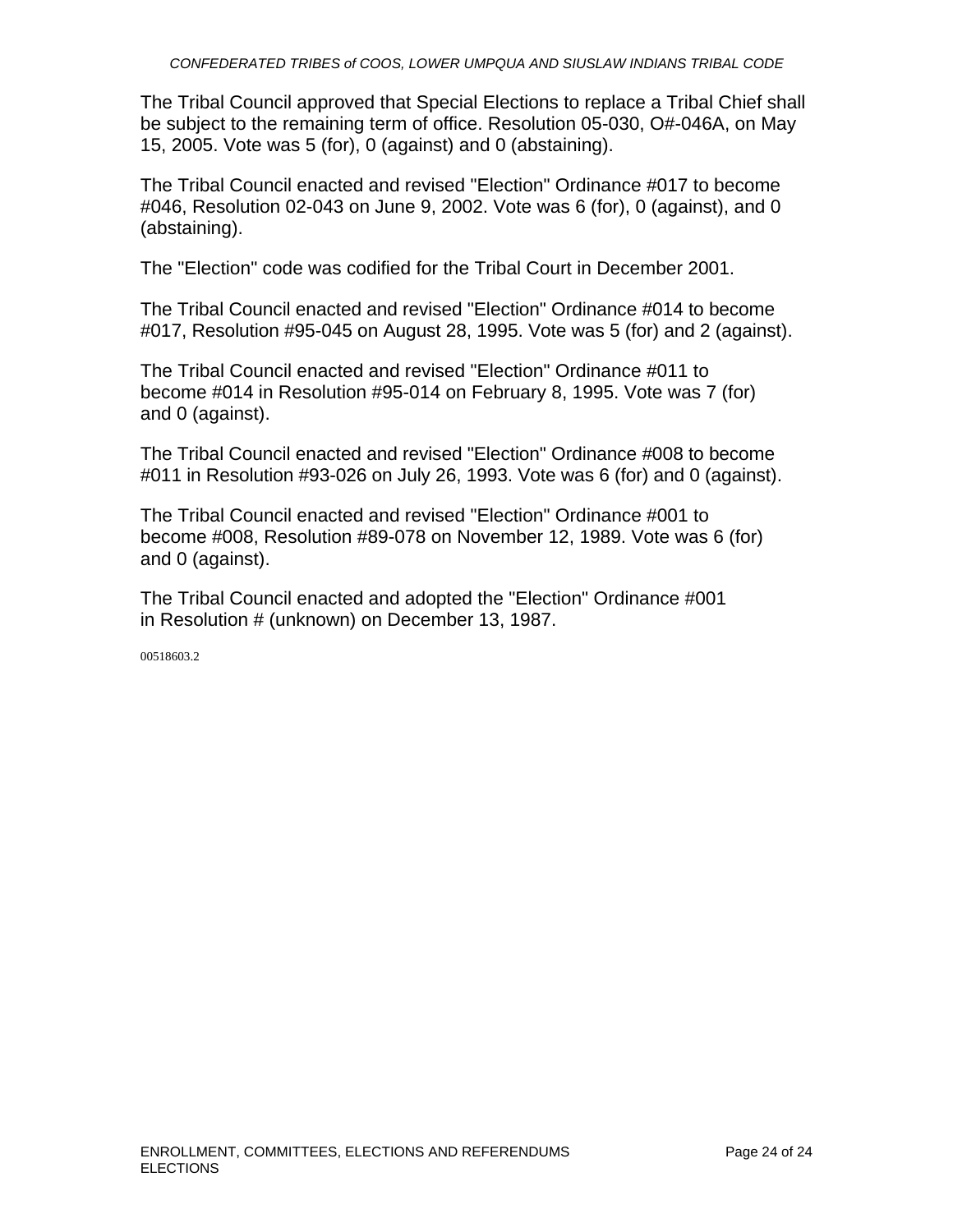The Tribal Council approved that Special Elections to replace a Tribal Chief shall be subject to the remaining term of office. Resolution 05-030, O#-046A, on May 15, 2005. Vote was 5 (for), 0 (against) and 0 (abstaining).

The Tribal Council enacted and revised "Election" Ordinance #017 to become #046, Resolution 02-043 on June 9, 2002. Vote was 6 (for), 0 (against), and 0 (abstaining).

The "Election" code was codified for the Tribal Court in December 2001.

The Tribal Council enacted and revised "Election" Ordinance #014 to become #017, Resolution #95-045 on August 28, 1995. Vote was 5 (for) and 2 (against).

The Tribal Council enacted and revised "Election" Ordinance #011 to become #014 in Resolution #95-014 on February 8, 1995. Vote was 7 (for) and 0 (against).

The Tribal Council enacted and revised "Election" Ordinance #008 to become #011 in Resolution #93-026 on July 26, 1993. Vote was 6 (for) and 0 (against).

The Tribal Council enacted and revised "Election" Ordinance #001 to become #008, Resolution #89-078 on November 12, 1989. Vote was 6 (for) and 0 (against).

The Tribal Council enacted and adopted the "Election" Ordinance #001 in Resolution # (unknown) on December 13, 1987.

00518603.2